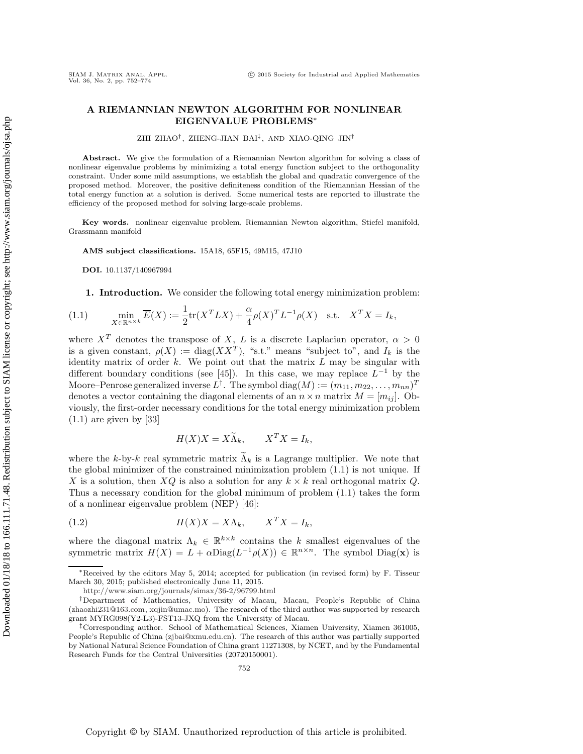# A RIEMANNIAN NEWTON ALGORITHM FOR NONLINEAR EIGENVALUE PROBLEMS*

ZHI ZHAO†, ZHENG-JIAN BAI‡, AND XIAO-QING JIN†

**Abstract.** We give the formulation of a Riemannian Newton algorithm for solving a class of nonlinear eigenvalue problems by minimizing a total energy function subject to the orthogonality constraint. Under some mild assumptions, we establish the global and quadratic convergence of the proposed method. Moreover, the positive definiteness condition of the Riemannian Hessian of the total energy function at a solution is derived. Some numerical tests are reported to illustrate the efficiency of the proposed method for solving large-scale problems.

**Key words.** nonlinear eigenvalue problem, Riemannian Newton algorithm, Stiefel manifold, Grassmann manifold

**AMS subject classifications.** 15A18, 65F15, 49M15, 47J10

**DOI.** 10.1137/140967994

## 1. Introduction.

We consider the following total energy minimization problem:

$$\min_{X\in\mathbb{R}^{n\times k}} \overline{E}(X) := \frac{1}{2}\mathrm{tr}(X^TLX) + \frac{\alpha}{4}\rho(X)^TL^{-1}\rho(X) \quad \text{s.t.} \quad X^TX = I_k, \tag{1.1}$$

where $X^T$ denotes the transpose of $X$, $L$ is a discrete Laplacian operator, $\alpha > 0$ is a given constant, $\rho(X) := \mathrm{diag}(XX^T)$, "s.t." means "subject to", and $I_k$ is the identity matrix of order $k$. We point out that the matrix $L$ may be singular with different boundary conditions (see [45]). In this case, we may replace $L^{-1}$ by the Moore–Penrose generalized inverse $L^{\dagger}$. The symbol $\mathrm{diag}(M) := (m_{11}, m_{22}, \ldots, m_{nn})^T$ denotes a vector containing the diagonal elements of an $n \times n$ matrix $M = [m_{ij}]$. Obviously, the first-order necessary conditions for the total energy minimization problem (1.1) are given by [33]

$$H(X)X = X\widetilde{\Lambda}_k, \qquad X^TX = I_k,$$

where the $k$-by-$k$ real symmetric matrix $\widetilde{\Lambda}_k$ is a Lagrange multiplier. We note that the global minimizer of the constrained minimization problem (1.1) is not unique. If $X$ is a solution, then $XQ$ is also a solution for any $k \times k$ real orthogonal matrix $Q$. Thus a necessary condition for the global minimum of problem (1.1) takes the form of a nonlinear eigenvalue problem (NEP) [46]:

$$H(X)X = X\Lambda_k, \qquad X^TX = I_k, \tag{1.2}$$

where the diagonal matrix $\Lambda_k \in \mathbb{R}^{k\times k}$ contains the $k$ smallest eigenvalues of the symmetric matrix $H(X) = L + \alpha\mathrm{Diag}(L^{-1}\rho(X)) \in \mathbb{R}^{n\times n}$. The symbol $\mathrm{Diag}(\mathbf{x})$ is

---

*Received by the editors May 5, 2014; accepted for publication (in revised form) by F. Tisseur March 30, 2015; published electronically June 11, 2015.

http://www.siam.org/journals/simax/36-2/96799.html

†Department of Mathematics, University of Macau, Macau, People's Republic of China (zhaozhi231@163.com, xqjin@umac.mo). The research of the third author was supported by research grant MYRG098(Y2-L3)-FST13-JXQ from the University of Macau.

‡Corresponding author. School of Mathematical Sciences, Xiamen University, Xiamen 361005, People's Republic of China (zjbai@xmu.edu.cn). The research of this author was partially supported by National Natural Science Foundation of China grant 11271308, by NCET, and by the Fundamental Research Funds for the Central Universities (20720150001).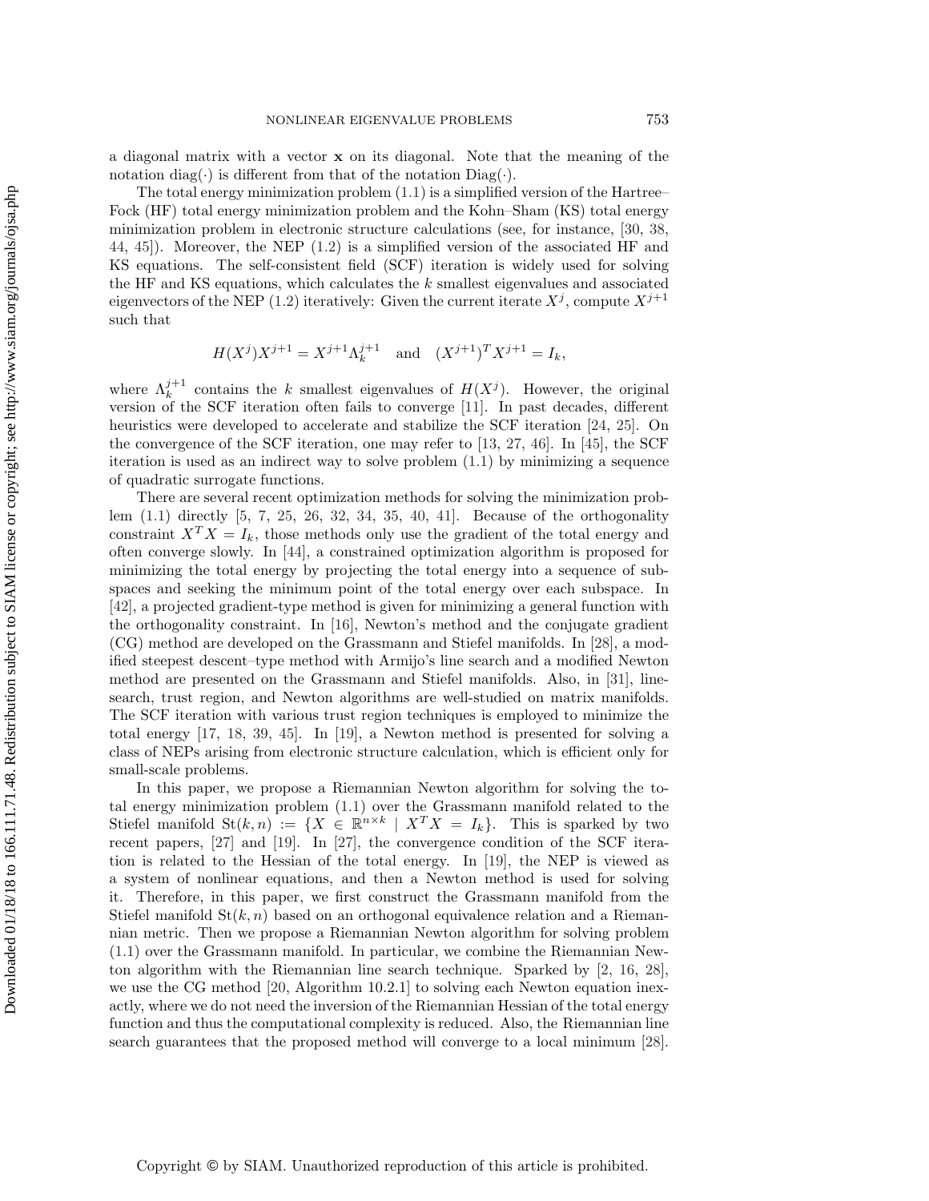a diagonal matrix with a vector $\mathbf{x}$ on its diagonal. Note that the meaning of the notation $\mathrm{diag}(\cdot)$ is different from that of the notation $\mathrm{Diag}(\cdot)$.

The total energy minimization problem (1.1) is a simplified version of the Hartree–Fock (HF) total energy minimization problem and the Kohn–Sham (KS) total energy minimization problem in electronic structure calculations (see, for instance, [30, 38, 44, 45]). Moreover, the NEP (1.2) is a simplified version of the associated HF and KS equations. The self-consistent field (SCF) iteration is widely used for solving the HF and KS equations, which calculates the $k$ smallest eigenvalues and associated eigenvectors of the NEP (1.2) iteratively: Given the current iterate $X^j$, compute $X^{j+1}$ such that

$$H(X^j)X^{j+1} = X^{j+1}\Lambda_k^{j+1} \quad \text{and} \quad (X^{j+1})^T X^{j+1} = I_k,$$

where $\Lambda_k^{j+1}$ contains the $k$ smallest eigenvalues of $H(X^j)$. However, the original version of the SCF iteration often fails to converge [11]. In past decades, different heuristics were developed to accelerate and stabilize the SCF iteration [24, 25]. On the convergence of the SCF iteration, one may refer to [13, 27, 46]. In [45], the SCF iteration is used as an indirect way to solve problem (1.1) by minimizing a sequence of quadratic surrogate functions.

There are several recent optimization methods for solving the minimization problem (1.1) directly [5, 7, 25, 26, 32, 34, 35, 40, 41]. Because of the orthogonality constraint $X^T X = I_k$, those methods only use the gradient of the total energy and often converge slowly. In [44], a constrained optimization algorithm is proposed for minimizing the total energy by projecting the total energy into a sequence of subspaces and seeking the minimum point of the total energy over each subspace. In [42], a projected gradient-type method is given for minimizing a general function with the orthogonality constraint. In [16], Newton's method and the conjugate gradient (CG) method are developed on the Grassmann and Stiefel manifolds. In [28], a modified steepest descent–type method with Armijo's line search and a modified Newton method are presented on the Grassmann and Stiefel manifolds. Also, in [31], line-search, trust region, and Newton algorithms are well-studied on matrix manifolds. The SCF iteration with various trust region techniques is employed to minimize the total energy [17, 18, 39, 45]. In [19], a Newton method is presented for solving a class of NEPs arising from electronic structure calculation, which is efficient only for small-scale problems.

In this paper, we propose a Riemannian Newton algorithm for solving the total energy minimization problem (1.1) over the Grassmann manifold related to the Stiefel manifold $\mathrm{St}(k, n) := \{X \in \mathbb{R}^{n\times k} \mid X^T X = I_k\}$. This is sparked by two recent papers, [27] and [19]. In [27], the convergence condition of the SCF iteration is related to the Hessian of the total energy. In [19], the NEP is viewed as a system of nonlinear equations, and then a Newton method is used for solving it. Therefore, in this paper, we first construct the Grassmann manifold from the Stiefel manifold $\mathrm{St}(k, n)$ based on an orthogonal equivalence relation and a Riemannian metric. Then we propose a Riemannian Newton algorithm for solving problem (1.1) over the Grassmann manifold. In particular, we combine the Riemannian Newton algorithm with the Riemannian line search technique. Sparked by [2, 16, 28], we use the CG method [20, Algorithm 10.2.1] to solving each Newton equation inexactly, where we do not need the inversion of the Riemannian Hessian of the total energy function and thus the computational complexity is reduced. Also, the Riemannian line search guarantees that the proposed method will converge to a local minimum [28].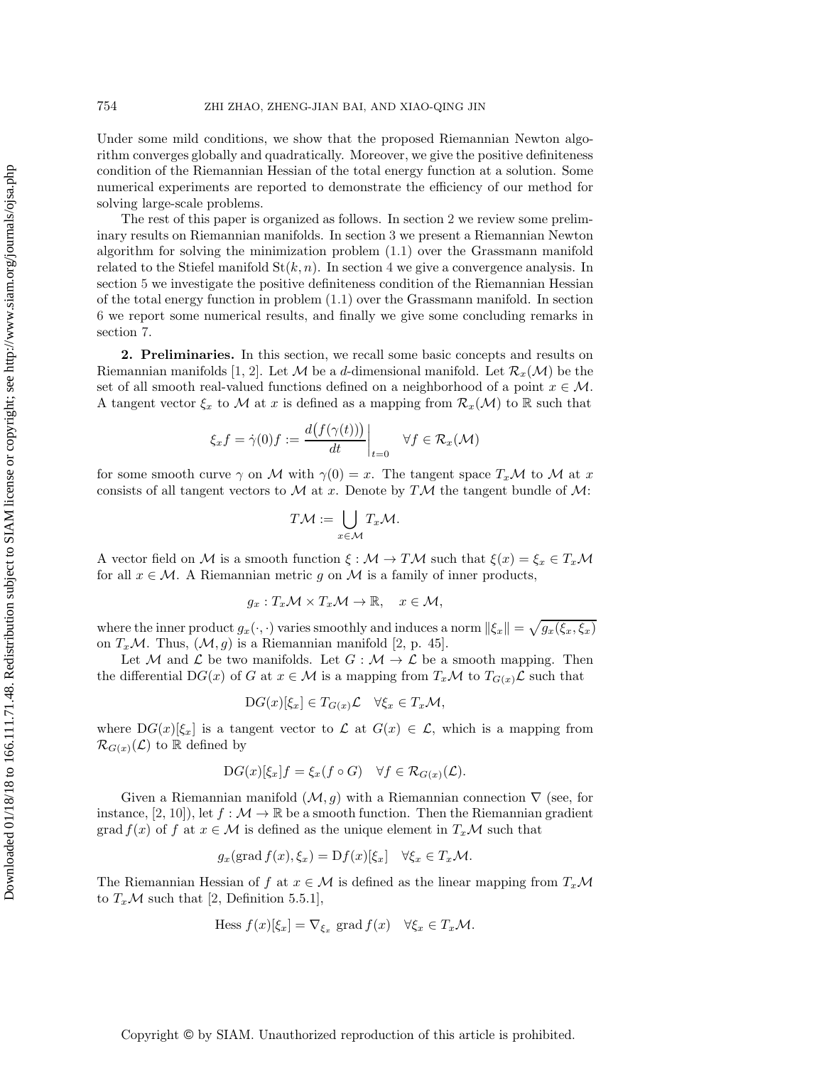Under some mild conditions, we show that the proposed Riemannian Newton algorithm converges globally and quadratically. Moreover, we give the positive definiteness condition of the Riemannian Hessian of the total energy function at a solution. Some numerical experiments are reported to demonstrate the efficiency of our method for solving large-scale problems.

The rest of this paper is organized as follows. In section 2 we review some preliminary results on Riemannian manifolds. In section 3 we present a Riemannian Newton algorithm for solving the minimization problem (1.1) over the Grassmann manifold related to the Stiefel manifold $\mathrm{St}(k, n)$. In section 4 we give a convergence analysis. In section 5 we investigate the positive definiteness condition of the Riemannian Hessian of the total energy function in problem (1.1) over the Grassmann manifold. In section 6 we report some numerical results, and finally we give some concluding remarks in section 7.

**2. Preliminaries.** In this section, we recall some basic concepts and results on Riemannian manifolds [1, 2]. Let $\mathcal{M}$ be a $d$-dimensional manifold. Let $\mathcal{R}_x(\mathcal{M})$ be the set of all smooth real-valued functions defined on a neighborhood of a point $x \in \mathcal{M}$. A tangent vector $\xi_x$ to $\mathcal{M}$ at $x$ is defined as a mapping from $\mathcal{R}_x(\mathcal{M})$ to $\mathbb{R}$ such that

$$\xi_x f = \dot{\gamma}(0) f := \left.\frac{d\big(f(\gamma(t))\big)}{dt}\right|_{t=0} \quad \forall f \in \mathcal{R}_x(\mathcal{M})$$

for some smooth curve $\gamma$ on $\mathcal{M}$ with $\gamma(0) = x$. The tangent space $T_x\mathcal{M}$ to $\mathcal{M}$ at $x$ consists of all tangent vectors to $\mathcal{M}$ at $x$. Denote by $T\mathcal{M}$ the tangent bundle of $\mathcal{M}$:

$$T\mathcal{M} := \bigcup_{x \in \mathcal{M}} T_x\mathcal{M}.$$

A vector field on $\mathcal{M}$ is a smooth function $\xi : \mathcal{M} \to T\mathcal{M}$ such that $\xi(x) = \xi_x \in T_x\mathcal{M}$ for all $x \in \mathcal{M}$. A Riemannian metric $g$ on $\mathcal{M}$ is a family of inner products,

$$g_x : T_x\mathcal{M} \times T_x\mathcal{M} \to \mathbb{R}, \quad x \in \mathcal{M},$$

where the inner product $g_x(\cdot, \cdot)$ varies smoothly and induces a norm $\|\xi_x\| = \sqrt{g_x(\xi_x, \xi_x)}$ on $T_x\mathcal{M}$. Thus, $(\mathcal{M}, g)$ is a Riemannian manifold [2, p. 45].

Let $\mathcal{M}$ and $\mathcal{L}$ be two manifolds. Let $G : \mathcal{M} \to \mathcal{L}$ be a smooth mapping. Then the differential $\mathrm{D}G(x)$ of $G$ at $x \in \mathcal{M}$ is a mapping from $T_x\mathcal{M}$ to $T_{G(x)}\mathcal{L}$ such that

$$\mathrm{D}G(x)[\xi_x] \in T_{G(x)}\mathcal{L} \quad \forall \xi_x \in T_x\mathcal{M},$$

where $\mathrm{D}G(x)[\xi_x]$ is a tangent vector to $\mathcal{L}$ at $G(x) \in \mathcal{L}$, which is a mapping from $\mathcal{R}_{G(x)}(\mathcal{L})$ to $\mathbb{R}$ defined by

$$\mathrm{D}G(x)[\xi_x] f = \xi_x(f \circ G) \quad \forall f \in \mathcal{R}_{G(x)}(\mathcal{L}).$$

Given a Riemannian manifold $(\mathcal{M}, g)$ with a Riemannian connection $\nabla$ (see, for instance, [2, 10]), let $f : \mathcal{M} \to \mathbb{R}$ be a smooth function. Then the Riemannian gradient $\operatorname{grad} f(x)$ of $f$ at $x \in \mathcal{M}$ is defined as the unique element in $T_x\mathcal{M}$ such that

$$g_x(\operatorname{grad} f(x), \xi_x) = \mathrm{D}f(x)[\xi_x] \quad \forall \xi_x \in T_x\mathcal{M}.$$

The Riemannian Hessian of $f$ at $x \in \mathcal{M}$ is defined as the linear mapping from $T_x\mathcal{M}$ to $T_x\mathcal{M}$ such that [2, Definition 5.5.1],

$$\operatorname{Hess} f(x)[\xi_x] = \nabla_{\xi_x} \operatorname{grad} f(x) \quad \forall \xi_x \in T_x\mathcal{M}.$$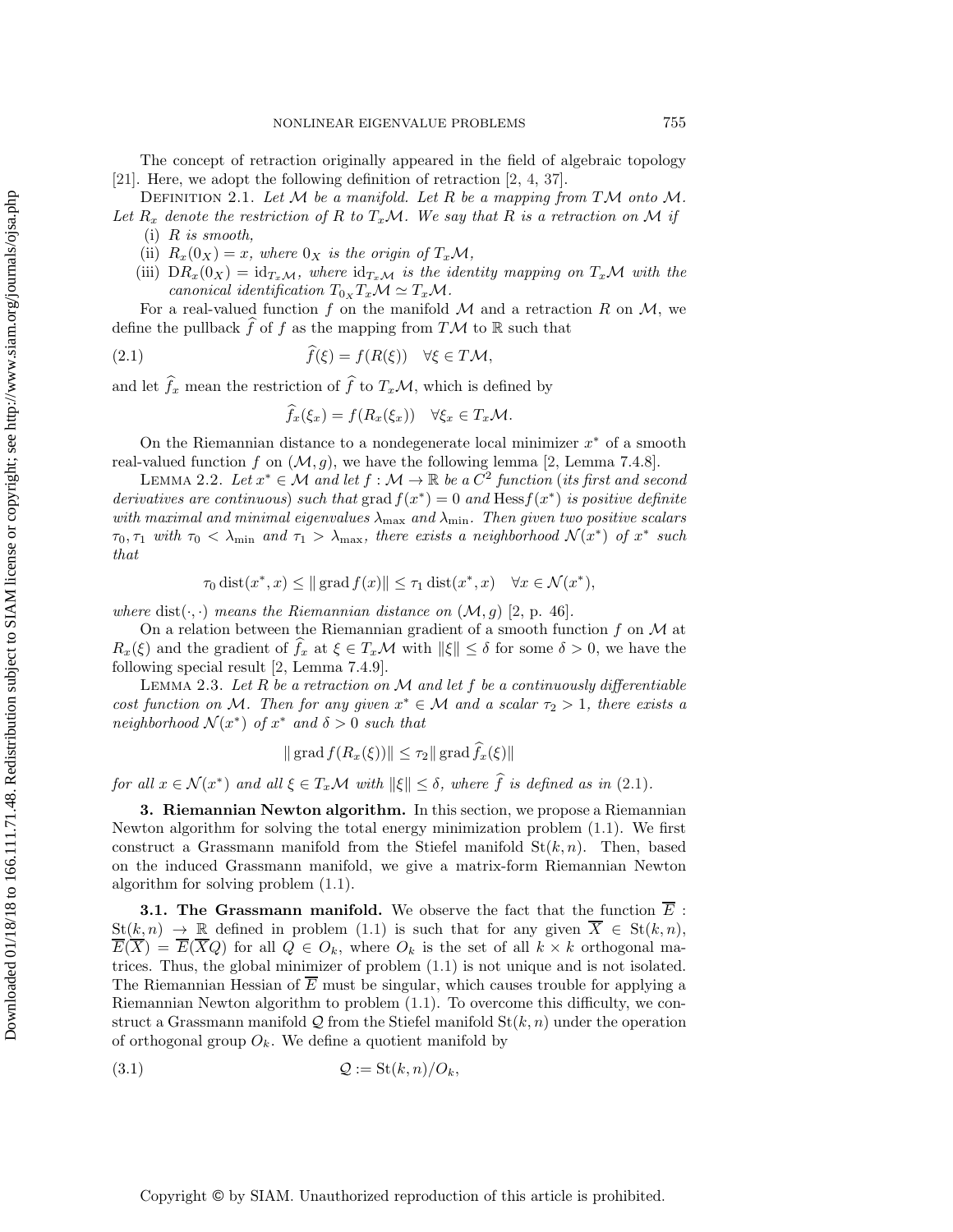The concept of retraction originally appeared in the field of algebraic topology [21]. Here, we adopt the following definition of retraction [2, 4, 37].

Definition 2.1. *Let $\mathcal{M}$ be a manifold. Let $R$ be a mapping from $T\mathcal{M}$ onto $\mathcal{M}$. Let $R_x$ denote the restriction of $R$ to $T_x\mathcal{M}$. We say that $R$ is a retraction on $\mathcal{M}$ if*

(i) *$R$ is smooth,*

(ii) *$R_x(0_X) = x$, where $0_X$ is the origin of $T_x\mathcal{M}$,*

(iii) *$\mathrm{D}R_x(0_X) = \mathrm{id}_{T_x\mathcal{M}}$, where $\mathrm{id}_{T_x\mathcal{M}}$ is the identity mapping on $T_x\mathcal{M}$ with the canonical identification $T_{0_X}T_x\mathcal{M} \simeq T_x\mathcal{M}$.*

For a real-valued function $f$ on the manifold $\mathcal{M}$ and a retraction $R$ on $\mathcal{M}$, we define the pullback $\widehat{f}$ of $f$ as the mapping from $T\mathcal{M}$ to $\mathbb{R}$ such that

$$\widehat{f}(\xi) = f(R(\xi)) \quad \forall \xi \in T\mathcal{M}, \tag{2.1}$$

and let $\widehat{f}_x$ mean the restriction of $\widehat{f}$ to $T_x\mathcal{M}$, which is defined by

$$\widehat{f}_x(\xi_x) = f(R_x(\xi_x)) \quad \forall \xi_x \in T_x\mathcal{M}.$$

On the Riemannian distance to a nondegenerate local minimizer $x^*$ of a smooth real-valued function $f$ on $(\mathcal{M}, g)$, we have the following lemma [2, Lemma 7.4.8].

Lemma 2.2. *Let $x^* \in \mathcal{M}$ and let $f : \mathcal{M} \to \mathbb{R}$ be a $C^2$ function (its first and second derivatives are continuous) such that $\operatorname{grad} f(x^*) = 0$ and $\operatorname{Hess} f(x^*)$ is positive definite with maximal and minimal eigenvalues $\lambda_{\max}$ and $\lambda_{\min}$. Then given two positive scalars $\tau_0, \tau_1$ with $\tau_0 < \lambda_{\min}$ and $\tau_1 > \lambda_{\max}$, there exists a neighborhood $\mathcal{N}(x^*)$ of $x^*$ such that*

$$\tau_0 \operatorname{dist}(x^*, x) \leq \| \operatorname{grad} f(x) \| \leq \tau_1 \operatorname{dist}(x^*, x) \quad \forall x \in \mathcal{N}(x^*),$$

*where $\operatorname{dist}(\cdot, \cdot)$ means the Riemannian distance on $(\mathcal{M}, g)$* [2, p. 46].

On a relation between the Riemannian gradient of a smooth function $f$ on $\mathcal{M}$ at $R_x(\xi)$ and the gradient of $\widehat{f}_x$ at $\xi \in T_x\mathcal{M}$ with $\|\xi\| \leq \delta$ for some $\delta > 0$, we have the following special result [2, Lemma 7.4.9].

Lemma 2.3. *Let $R$ be a retraction on $\mathcal{M}$ and let $f$ be a continuously differentiable cost function on $\mathcal{M}$. Then for any given $x^* \in \mathcal{M}$ and a scalar $\tau_2 > 1$, there exists a neighborhood $\mathcal{N}(x^*)$ of $x^*$ and $\delta > 0$ such that*

$$\| \operatorname{grad} f(R_x(\xi)) \| \leq \tau_2 \| \operatorname{grad} \widehat{f}_x(\xi) \|$$

*for all $x \in \mathcal{N}(x^*)$ and all $\xi \in T_x\mathcal{M}$ with $\|\xi\| \leq \delta$, where $\widehat{f}$ is defined as in* (2.1).

## 3. Riemannian Newton algorithm.

In this section, we propose a Riemannian Newton algorithm for solving the total energy minimization problem (1.1). We first construct a Grassmann manifold from the Stiefel manifold $\mathrm{St}(k, n)$. Then, based on the induced Grassmann manifold, we give a matrix-form Riemannian Newton algorithm for solving problem (1.1).

### 3.1. The Grassmann manifold.

We observe the fact that the function $\overline{E} : \mathrm{St}(k, n) \to \mathbb{R}$ defined in problem (1.1) is such that for any given $\overline{X} \in \mathrm{St}(k, n)$, $\overline{E}(\overline{X}) = \overline{E}(\overline{X}Q)$ for all $Q \in O_k$, where $O_k$ is the set of all $k \times k$ orthogonal matrices. Thus, the global minimizer of problem (1.1) is not unique and is not isolated. The Riemannian Hessian of $\overline{E}$ must be singular, which causes trouble for applying a Riemannian Newton algorithm to problem (1.1). To overcome this difficulty, we construct a Grassmann manifold $\mathcal{Q}$ from the Stiefel manifold $\mathrm{St}(k, n)$ under the operation of orthogonal group $O_k$. We define a quotient manifold by

$$\mathcal{Q} := \mathrm{St}(k, n)/O_k, \tag{3.1}$$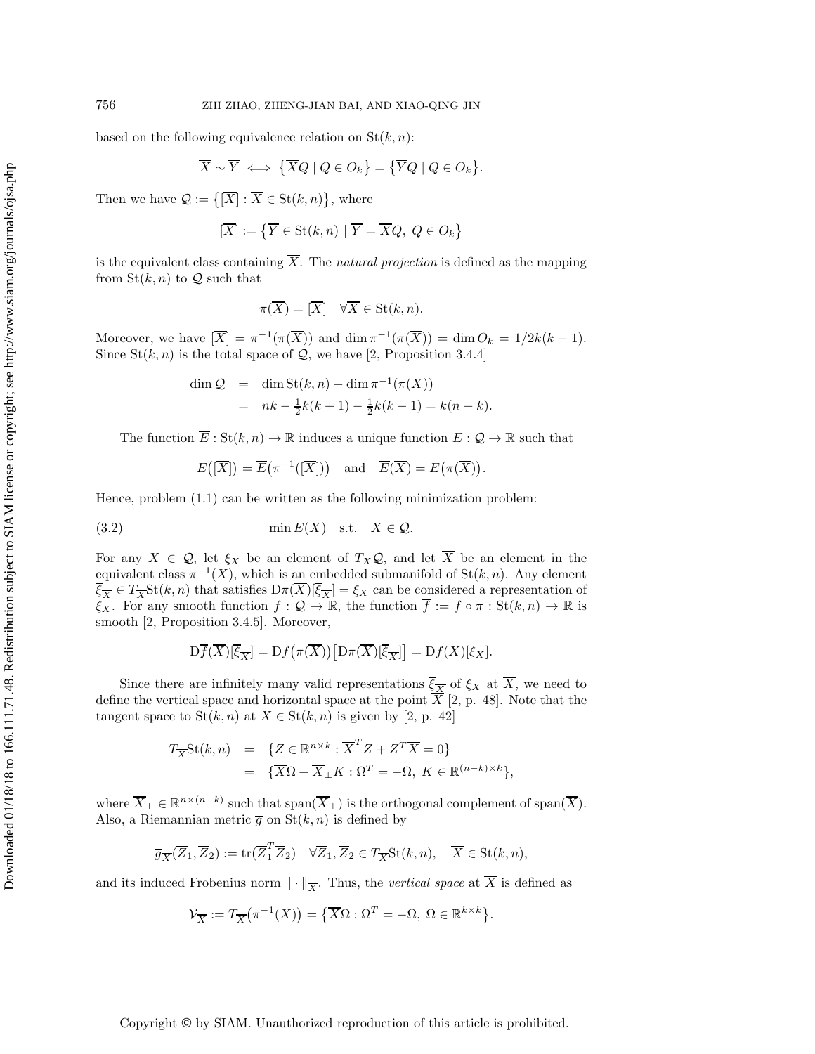based on the following equivalence relation on $\mathrm{St}(k,n)$:

$$\overline{X} \sim \overline{Y} \iff \{\overline{X}Q \mid Q \in O_k\} = \{\overline{Y}Q \mid Q \in O_k\}.$$

Then we have $\mathcal{Q} := \{[\overline{X}] : \overline{X} \in \mathrm{St}(k,n)\}$, where

$$[\overline{X}] := \{\overline{Y} \in \mathrm{St}(k,n) \mid \overline{Y} = \overline{X}Q,\ Q \in O_k\}$$

is the equivalent class containing $\overline{X}$. The *natural projection* is defined as the mapping from $\mathrm{St}(k,n)$ to $\mathcal{Q}$ such that

$$\pi(\overline{X}) = [\overline{X}] \quad \forall \overline{X} \in \mathrm{St}(k,n).$$

Moreover, we have $[\overline{X}] = \pi^{-1}(\pi(\overline{X}))$ and $\dim \pi^{-1}(\pi(\overline{X})) = \dim O_k = 1/2k(k-1)$. Since $\mathrm{St}(k,n)$ is the total space of $\mathcal{Q}$, we have [2, Proposition 3.4.4]

$$\begin{aligned}
\dim \mathcal{Q} &= \dim \mathrm{St}(k,n) - \dim \pi^{-1}(\pi(X)) \\
&= nk - \tfrac{1}{2}k(k+1) - \tfrac{1}{2}k(k-1) = k(n-k).
\end{aligned}$$

The function $\overline{E} : \mathrm{St}(k,n) \to \mathbb{R}$ induces a unique function $E : \mathcal{Q} \to \mathbb{R}$ such that

$$E([\overline{X}]) = \overline{E}(\pi^{-1}([\overline{X}])) \quad \text{and} \quad \overline{E}(\overline{X}) = E(\pi(\overline{X})).$$

Hence, problem (1.1) can be written as the following minimization problem:

$$\min E(X) \quad \text{s.t.} \quad X \in \mathcal{Q}. \tag{3.2}$$

For any $X \in \mathcal{Q}$, let $\xi_X$ be an element of $T_X\mathcal{Q}$, and let $\overline{X}$ be an element in the equivalent class $\pi^{-1}(X)$, which is an embedded submanifold of $\mathrm{St}(k,n)$. Any element $\overline{\xi}_{\overline{X}} \in T_{\overline{X}}\mathrm{St}(k,n)$ that satisfies $\mathrm{D}\pi(\overline{X})[\overline{\xi}_{\overline{X}}] = \xi_X$ can be considered a representation of $\xi_X$. For any smooth function $f : \mathcal{Q} \to \mathbb{R}$, the function $\overline{f} := f \circ \pi : \mathrm{St}(k,n) \to \mathbb{R}$ is smooth [2, Proposition 3.4.5]. Moreover,

$$\mathrm{D}\overline{f}(\overline{X})[\overline{\xi}_{\overline{X}}] = \mathrm{D}f(\pi(\overline{X}))[\mathrm{D}\pi(\overline{X})[\overline{\xi}_{\overline{X}}]] = \mathrm{D}f(X)[\xi_X].$$

Since there are infinitely many valid representations $\overline{\xi}_{\overline{X}}$ of $\xi_X$ at $\overline{X}$, we need to define the vertical space and horizontal space at the point $\overline{X}$ [2, p. 48]. Note that the tangent space to $\mathrm{St}(k,n)$ at $X \in \mathrm{St}(k,n)$ is given by [2, p. 42]

$$\begin{aligned}
T_{\overline{X}}\mathrm{St}(k,n) &= \{Z \in \mathbb{R}^{n\times k} : \overline{X}^T Z + Z^T \overline{X} = 0\} \\
&= \{\overline{X}\Omega + \overline{X}_\perp K : \Omega^T = -\Omega,\ K \in \mathbb{R}^{(n-k)\times k}\},
\end{aligned}$$

where $\overline{X}_\perp \in \mathbb{R}^{n\times(n-k)}$ such that $\mathrm{span}(\overline{X}_\perp)$ is the orthogonal complement of $\mathrm{span}(\overline{X})$. Also, a Riemannian metric $\overline{g}$ on $\mathrm{St}(k,n)$ is defined by

$$\overline{g}_{\overline{X}}(\overline{Z}_1, \overline{Z}_2) := \mathrm{tr}(\overline{Z}_1^T \overline{Z}_2) \quad \forall \overline{Z}_1, \overline{Z}_2 \in T_{\overline{X}}\mathrm{St}(k,n), \quad \overline{X} \in \mathrm{St}(k,n),$$

and its induced Frobenius norm $\|\cdot\|_{\overline{X}}$. Thus, the *vertical space* at $\overline{X}$ is defined as

$$\mathcal{V}_{\overline{X}} := T_{\overline{X}}(\pi^{-1}(X)) = \{\overline{X}\Omega : \Omega^T = -\Omega,\ \Omega \in \mathbb{R}^{k\times k}\}.$$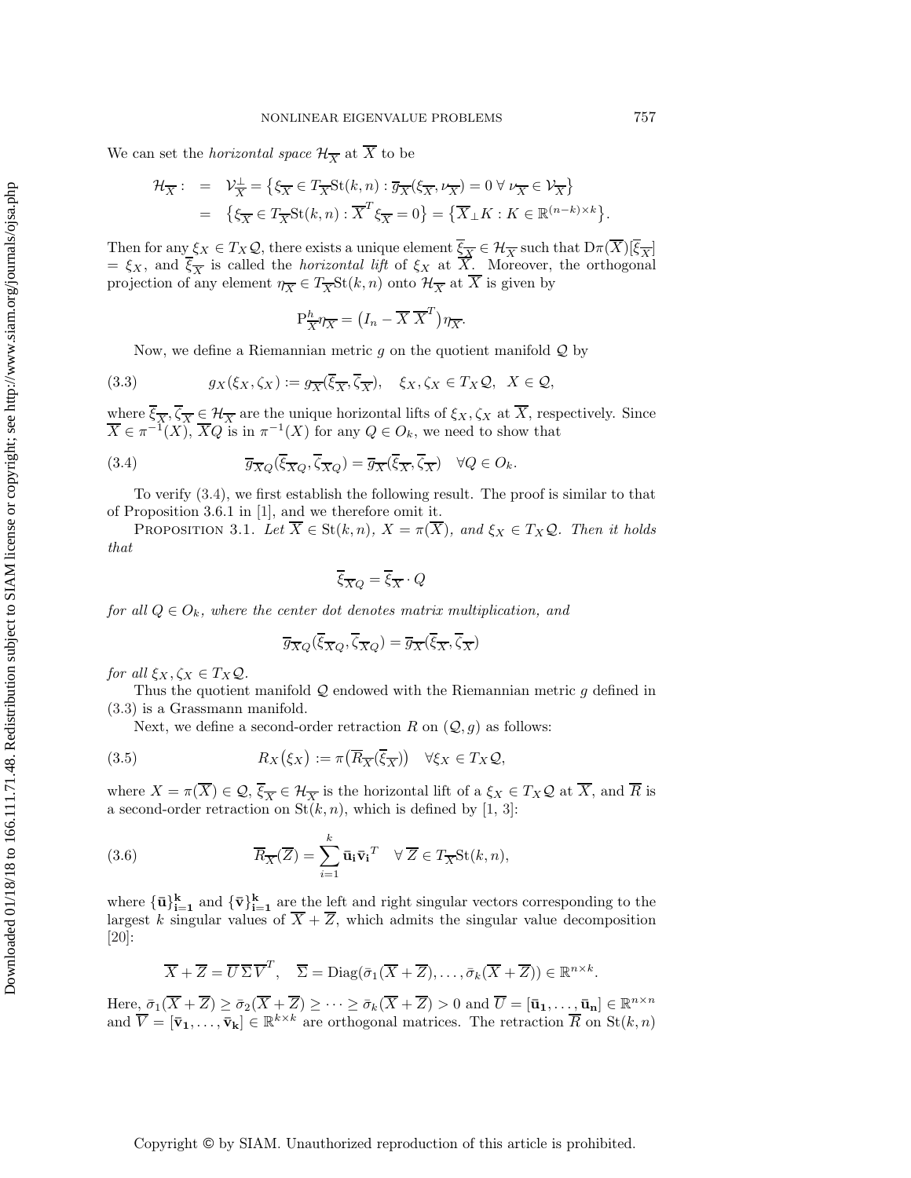We can set the *horizontal space* $\mathcal{H}_{\overline{X}}$ at $\overline{X}$ to be

$$\begin{aligned}
\mathcal{H}_{\overline{X}} : &= \mathcal{V}_{\overline{X}}^{\perp} = \left\{ \xi_{\overline{X}} \in T_{\overline{X}}\mathrm{St}(k,n) : \overline{g}_{\overline{X}}(\xi_{\overline{X}}, \nu_{\overline{X}}) = 0 \ \forall \ \nu_{\overline{X}} \in \mathcal{V}_{\overline{X}} \right\} \\
&= \left\{ \xi_{\overline{X}} \in T_{\overline{X}}\mathrm{St}(k,n) : \overline{X}^T \xi_{\overline{X}} = 0 \right\} = \left\{ \overline{X}_{\perp} K : K \in \mathbb{R}^{(n-k)\times k} \right\}.
\end{aligned}$$

Then for any $\xi_X \in T_X\mathcal{Q}$, there exists a unique element $\overline{\xi}_{\overline{X}} \in \mathcal{H}_{\overline{X}}$ such that $\mathrm{D}\pi(\overline{X})[\overline{\xi}_{\overline{X}}] = \xi_X$, and $\overline{\xi}_{\overline{X}}$ is called the *horizontal lift* of $\xi_X$ at $\overline{X}$. Moreover, the orthogonal projection of any element $\eta_{\overline{X}} \in T_{\overline{X}}\mathrm{St}(k,n)$ onto $\mathcal{H}_{\overline{X}}$ at $\overline{X}$ is given by

$$\mathrm{P}^h_{\overline{X}} \eta_{\overline{X}} = \left( I_n - \overline{X}\,\overline{X}^T \right) \eta_{\overline{X}}.$$

Now, we define a Riemannian metric $g$ on the quotient manifold $\mathcal{Q}$ by

$$g_X(\xi_X, \zeta_X) := \overline{g}_{\overline{X}}(\overline{\xi}_{\overline{X}}, \overline{\zeta}_{\overline{X}}), \quad \xi_X, \zeta_X \in T_X\mathcal{Q}, \ \ X \in \mathcal{Q}, \tag{3.3}$$

where $\overline{\xi}_{\overline{X}}, \overline{\zeta}_{\overline{X}} \in \mathcal{H}_{\overline{X}}$ are the unique horizontal lifts of $\xi_X, \zeta_X$ at $\overline{X}$, respectively. Since $\overline{X} \in \pi^{-1}(X)$, $\overline{X}Q$ is in $\pi^{-1}(X)$ for any $Q \in O_k$, we need to show that

$$\overline{g}_{\overline{X}Q}(\overline{\xi}_{\overline{X}Q}, \overline{\zeta}_{\overline{X}Q}) = \overline{g}_{\overline{X}}(\overline{\xi}_{\overline{X}}, \overline{\zeta}_{\overline{X}}) \quad \forall Q \in O_k. \tag{3.4}$$

To verify (3.4), we first establish the following result. The proof is similar to that of Proposition 3.6.1 in [1], and we therefore omit it.

PROPOSITION 3.1. *Let $\overline{X} \in \mathrm{St}(k,n)$, $X = \pi(\overline{X})$, and $\xi_X \in T_X\mathcal{Q}$. Then it holds that*

$$\overline{\xi}_{\overline{X}Q} = \overline{\xi}_{\overline{X}} \cdot Q$$

*for all $Q \in O_k$, where the center dot denotes matrix multiplication, and*

$$\overline{g}_{\overline{X}Q}(\overline{\xi}_{\overline{X}Q}, \overline{\zeta}_{\overline{X}Q}) = \overline{g}_{\overline{X}}(\overline{\xi}_{\overline{X}}, \overline{\zeta}_{\overline{X}})$$

*for all $\xi_X, \zeta_X \in T_X\mathcal{Q}$.*

Thus the quotient manifold $\mathcal{Q}$ endowed with the Riemannian metric $g$ defined in (3.3) is a Grassmann manifold.

Next, we define a second-order retraction $R$ on $(\mathcal{Q}, g)$ as follows:

$$R_X(\xi_X) := \pi\left( \overline{R}_{\overline{X}}(\overline{\xi}_{\overline{X}}) \right) \quad \forall \xi_X \in T_X\mathcal{Q}, \tag{3.5}$$

where $X = \pi(\overline{X}) \in \mathcal{Q}$, $\overline{\xi}_{\overline{X}} \in \mathcal{H}_{\overline{X}}$ is the horizontal lift of a $\xi_X \in T_X\mathcal{Q}$ at $\overline{X}$, and $\overline{R}$ is a second-order retraction on $\mathrm{St}(k,n)$, which is defined by [1, 3]:

$$\overline{R}_{\overline{X}}(\overline{Z}) = \sum_{i=1}^{k} \bar{\mathbf{u}}_{\mathbf{i}} \bar{\mathbf{v}}_{\mathbf{i}}^T \quad \forall \ \overline{Z} \in T_{\overline{X}}\mathrm{St}(k,n), \tag{3.6}$$

where $\{\bar{\mathbf{u}}\}_{\mathbf{i=1}}^{\mathbf{k}}$ and $\{\bar{\mathbf{v}}\}_{\mathbf{i=1}}^{\mathbf{k}}$ are the left and right singular vectors corresponding to the largest $k$ singular values of $\overline{X} + \overline{Z}$, which admits the singular value decomposition [20]:

$$\overline{X} + \overline{Z} = \overline{U}\,\overline{\Sigma}\,\overline{V}^T, \quad \overline{\Sigma} = \mathrm{Diag}(\bar{\sigma}_1(\overline{X} + \overline{Z}), \ldots, \bar{\sigma}_k(\overline{X} + \overline{Z})) \in \mathbb{R}^{n\times k}.$$

Here, $\bar{\sigma}_1(\overline{X} + \overline{Z}) \geq \bar{\sigma}_2(\overline{X} + \overline{Z}) \geq \cdots \geq \bar{\sigma}_k(\overline{X} + \overline{Z}) > 0$ and $\overline{U} = [\bar{\mathbf{u}}_{\mathbf{1}}, \ldots, \bar{\mathbf{u}}_{\mathbf{n}}] \in \mathbb{R}^{n\times n}$ and $\overline{V} = [\bar{\mathbf{v}}_{\mathbf{1}}, \ldots, \bar{\mathbf{v}}_{\mathbf{k}}] \in \mathbb{R}^{k\times k}$ are orthogonal matrices. The retraction $\overline{R}$ on $\mathrm{St}(k,n)$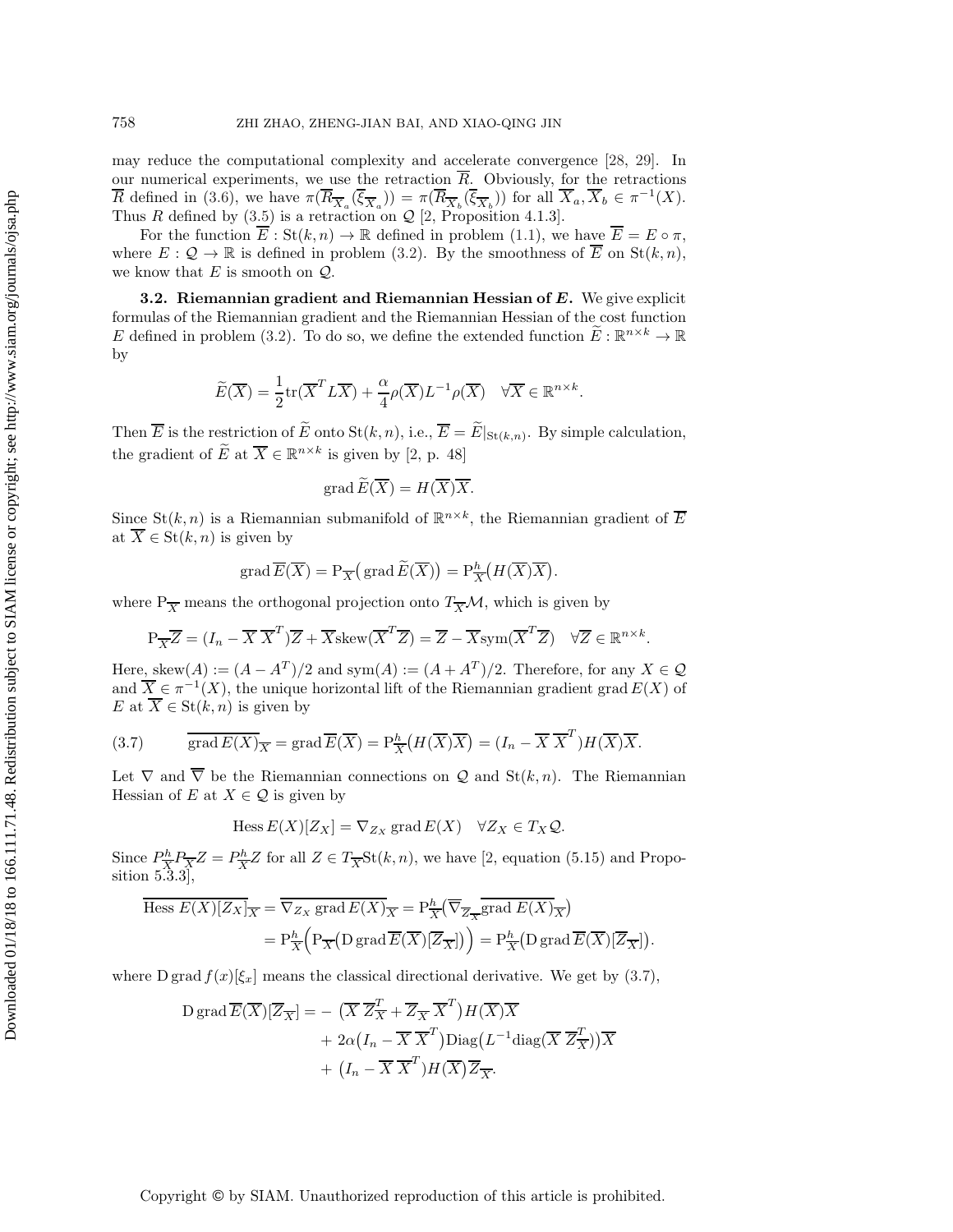may reduce the computational complexity and accelerate convergence [28, 29]. In our numerical experiments, we use the retraction $\overline{R}$. Obviously, for the retractions $\overline{R}$ defined in (3.6), we have $\pi(\overline{R}_{\overline{X}_a}(\overline{\xi}_{\overline{X}_a})) = \pi(\overline{R}_{\overline{X}_b}(\overline{\xi}_{\overline{X}_b}))$ for all $\overline{X}_a, \overline{X}_b \in \pi^{-1}(X)$. Thus $R$ defined by (3.5) is a retraction on $\mathcal{Q}$ [2, Proposition 4.1.3].

For the function $\overline{E} : \mathrm{St}(k,n) \to \mathbb{R}$ defined in problem (1.1), we have $\overline{E} = E \circ \pi$, where $E : \mathcal{Q} \to \mathbb{R}$ is defined in problem (3.2). By the smoothness of $\overline{E}$ on $\mathrm{St}(k,n)$, we know that $E$ is smooth on $\mathcal{Q}$.

**3.2. Riemannian gradient and Riemannian Hessian of $E$.** We give explicit formulas of the Riemannian gradient and the Riemannian Hessian of the cost function $E$ defined in problem (3.2). To do so, we define the extended function $\widetilde{E} : \mathbb{R}^{n\times k} \to \mathbb{R}$ by

$$\widetilde{E}(\overline{X}) = \frac{1}{2}\mathrm{tr}(\overline{X}^T L \overline{X}) + \frac{\alpha}{4}\rho(\overline{X}) L^{-1} \rho(\overline{X}) \quad \forall \overline{X} \in \mathbb{R}^{n\times k}.$$

Then $\overline{E}$ is the restriction of $\widetilde{E}$ onto $\mathrm{St}(k,n)$, i.e., $\overline{E} = \widetilde{E}|_{\mathrm{St}(k,n)}$. By simple calculation, the gradient of $\widetilde{E}$ at $\overline{X} \in \mathbb{R}^{n\times k}$ is given by [2, p. 48]

$$\mathrm{grad}\, \widetilde{E}(\overline{X}) = H(\overline{X})\overline{X}.$$

Since $\mathrm{St}(k,n)$ is a Riemannian submanifold of $\mathbb{R}^{n\times k}$, the Riemannian gradient of $\overline{E}$ at $\overline{X} \in \mathrm{St}(k,n)$ is given by

$$\mathrm{grad}\, \overline{E}(\overline{X}) = \mathrm{P}_{\overline{X}}\big(\mathrm{grad}\, \widetilde{E}(\overline{X})\big) = \mathrm{P}^h_{\overline{X}}\big(H(\overline{X})\overline{X}\big).$$

where $\mathrm{P}_{\overline{X}}$ means the orthogonal projection onto $T_{\overline{X}}\mathcal{M}$, which is given by

$$\mathrm{P}_{\overline{X}}\overline{Z} = (I_n - \overline{X}\,\overline{X}^T)\overline{Z} + \overline{X}\mathrm{skew}(\overline{X}^T\overline{Z}) = \overline{Z} - \overline{X}\mathrm{sym}(\overline{X}^T\overline{Z}) \quad \forall \overline{Z} \in \mathbb{R}^{n\times k}.$$

Here, $\mathrm{skew}(A) := (A - A^T)/2$ and $\mathrm{sym}(A) := (A + A^T)/2$. Therefore, for any $X \in \mathcal{Q}$ and $\overline{X} \in \pi^{-1}(X)$, the unique horizontal lift of the Riemannian gradient $\mathrm{grad}\, E(X)$ of $E$ at $\overline{X} \in \mathrm{St}(k,n)$ is given by

$$\overline{\mathrm{grad}\, E(X)}_{\overline{X}} = \mathrm{grad}\, \overline{E}(\overline{X}) = \mathrm{P}^h_{\overline{X}}\big(H(\overline{X})\overline{X}\big) = (I_n - \overline{X}\,\overline{X}^T)H(\overline{X})\overline{X}. \tag{3.7}$$

Let $\nabla$ and $\overline{\nabla}$ be the Riemannian connections on $\mathcal{Q}$ and $\mathrm{St}(k,n)$. The Riemannian Hessian of $E$ at $X \in \mathcal{Q}$ is given by

$$\mathrm{Hess}\, E(X)[Z_X] = \nabla_{Z_X}\, \mathrm{grad}\, E(X) \quad \forall Z_X \in T_X\mathcal{Q}.$$

Since $P^h_{\overline{X}} P_{\overline{X}} Z = P^h_{\overline{X}} Z$ for all $Z \in T_{\overline{X}}\mathrm{St}(k,n)$, we have [2, equation (5.15) and Proposition 5.3.3],

$$\begin{aligned}
\overline{\mathrm{Hess}\, E(X)[Z_X]}_{\overline{X}} &= \overline{\nabla_{Z_X}\, \mathrm{grad}\, E(X)}_{\overline{X}} = \mathrm{P}^h_{\overline{X}}\big(\overline{\nabla}_{\overline{Z}_{\overline{X}}}\overline{\mathrm{grad}\, E(X)}_{\overline{X}}\big) \\
&= \mathrm{P}^h_{\overline{X}}\Big(\mathrm{P}_{\overline{X}}\big(\mathrm{D}\, \mathrm{grad}\, \overline{E}(\overline{X})[\overline{Z}_{\overline{X}}]\big)\Big) = \mathrm{P}^h_{\overline{X}}\big(\mathrm{D}\, \mathrm{grad}\, \overline{E}(\overline{X})[\overline{Z}_{\overline{X}}]\big).
\end{aligned}$$

where $\mathrm{D}\, \mathrm{grad}\, f(x)[\xi_x]$ means the classical directional derivative. We get by (3.7),

$$\begin{aligned}
\mathrm{D}\, \mathrm{grad}\, \overline{E}(\overline{X})[\overline{Z}_{\overline{X}}] = &- \big(\overline{X}\,\overline{Z}_{\overline{X}}^T + \overline{Z}_{\overline{X}}\,\overline{X}^T\big)H(\overline{X})\overline{X} \\
&+ 2\alpha\big(I_n - \overline{X}\,\overline{X}^T\big)\mathrm{Diag}\big(L^{-1}\mathrm{diag}(\overline{X}\,\overline{Z}_{\overline{X}}^T)\big)\overline{X} \\
&+ \big(I_n - \overline{X}\,\overline{X}^T\big)H(\overline{X})\overline{Z}_{\overline{X}}.
\end{aligned}$$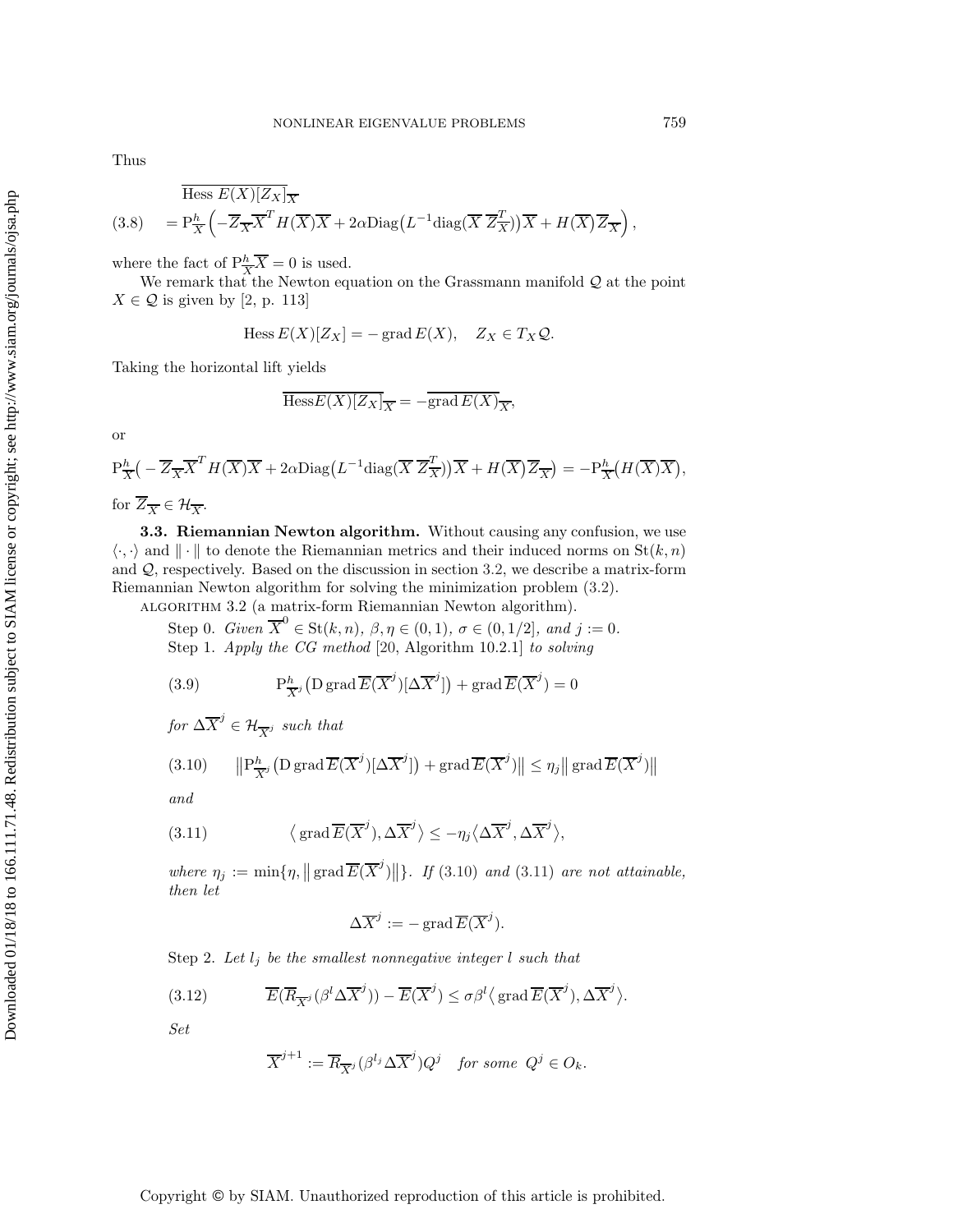Thus

$$
\begin{aligned}
&\overline{\text{Hess}\; E(X)[Z_X]}_{\overline{X}} \\
(3.8) \quad &= \mathrm{P}^h_{\overline{X}}\Big(-\overline{Z}_{\overline{X}}\overline{X}^T H(\overline{X})\overline{X} + 2\alpha \mathrm{Diag}\big(L^{-1}\mathrm{diag}(\overline{X}\;\overline{Z}^T_{\overline{X}})\big)\overline{X} + H(\overline{X})\overline{Z}_{\overline{X}}\Big),
\end{aligned}
$$

where the fact of $\mathrm{P}^h_{\overline{X}}\overline{X} = 0$ is used.

We remark that the Newton equation on the Grassmann manifold $\mathcal{Q}$ at the point $X \in \mathcal{Q}$ is given by [2, p. 113]

$$
\mathrm{Hess}\, E(X)[Z_X] = -\,\mathrm{grad}\, E(X), \quad Z_X \in T_X\mathcal{Q}.
$$

Taking the horizontal lift yields

$$
\overline{\mathrm{Hess} E(X)[Z_X]}_{\overline{X}} = -\overline{\mathrm{grad}\, E(X)}_{\overline{X}},
$$

or

$$
\mathrm{P}^h_{\overline{X}}\big(-\overline{Z}_{\overline{X}}\overline{X}^T H(\overline{X})\overline{X} + 2\alpha \mathrm{Diag}\big(L^{-1}\mathrm{diag}(\overline{X}\;\overline{Z}^T_{\overline{X}})\big)\overline{X} + H(\overline{X})\overline{Z}_{\overline{X}}\big) = -\mathrm{P}^h_{\overline{X}}\big(H(\overline{X})\overline{X}\big),
$$

for $\overline{Z}_{\overline{X}} \in \mathcal{H}_{\overline{X}}$.

**3.3. Riemannian Newton algorithm.** Without causing any confusion, we use $\langle\cdot,\cdot\rangle$ and $\|\cdot\|$ to denote the Riemannian metrics and their induced norms on $\mathrm{St}(k,n)$ and $\mathcal{Q}$, respectively. Based on the discussion in section 3.2, we describe a matrix-form Riemannian Newton algorithm for solving the minimization problem (3.2).

ALGORITHM 3.2 (a matrix-form Riemannian Newton algorithm).

Step 0. *Given* $\overline{X}^0 \in \mathrm{St}(k,n)$, $\beta,\eta \in (0,1)$, $\sigma \in (0,1/2]$, *and* $j := 0$.

Step 1. *Apply the CG method* [20, Algorithm 10.2.1] *to solving*

$$
(3.9) \qquad \mathrm{P}^h_{\overline{X}^j}\big(\mathrm{D}\,\mathrm{grad}\,\overline{E}(\overline{X}^j)[\Delta\overline{X}^j]\big) + \mathrm{grad}\,\overline{E}(\overline{X}^j) = 0
$$

*for* $\Delta\overline{X}^j \in \mathcal{H}_{\overline{X}^j}$ *such that*

$$
(3.10) \qquad \big\|\mathrm{P}^h_{\overline{X}^j}\big(\mathrm{D}\,\mathrm{grad}\,\overline{E}(\overline{X}^j)[\Delta\overline{X}^j]\big) + \mathrm{grad}\,\overline{E}(\overline{X}^j)\big\| \le \eta_j \big\|\mathrm{grad}\,\overline{E}(\overline{X}^j)\big\|
$$

*and*

$$
(3.11) \qquad \big\langle \mathrm{grad}\,\overline{E}(\overline{X}^j), \Delta\overline{X}^j\big\rangle \le -\eta_j\big\langle \Delta\overline{X}^j, \Delta\overline{X}^j\big\rangle,
$$

*where* $\eta_j := \min\{\eta, \|\mathrm{grad}\,\overline{E}(\overline{X}^j)\|\}$. *If* (3.10) *and* (3.11) *are not attainable, then let*

$$
\Delta\overline{X}^j := -\,\mathrm{grad}\,\overline{E}(\overline{X}^j).
$$

Step 2. *Let* $l_j$ *be the smallest nonnegative integer* $l$ *such that*

$$
(3.12) \qquad \overline{E}(\overline{R}_{\overline{X}^j}(\beta^l\Delta\overline{X}^j)) - \overline{E}(\overline{X}^j) \le \sigma\beta^l\big\langle \mathrm{grad}\,\overline{E}(\overline{X}^j), \Delta\overline{X}^j\big\rangle.
$$

*Set*

$$
\overline{X}^{j+1} := \overline{R}_{\overline{X}^j}(\beta^{l_j}\Delta\overline{X}^j)Q^j \quad \textit{for some } Q^j \in O_k.
$$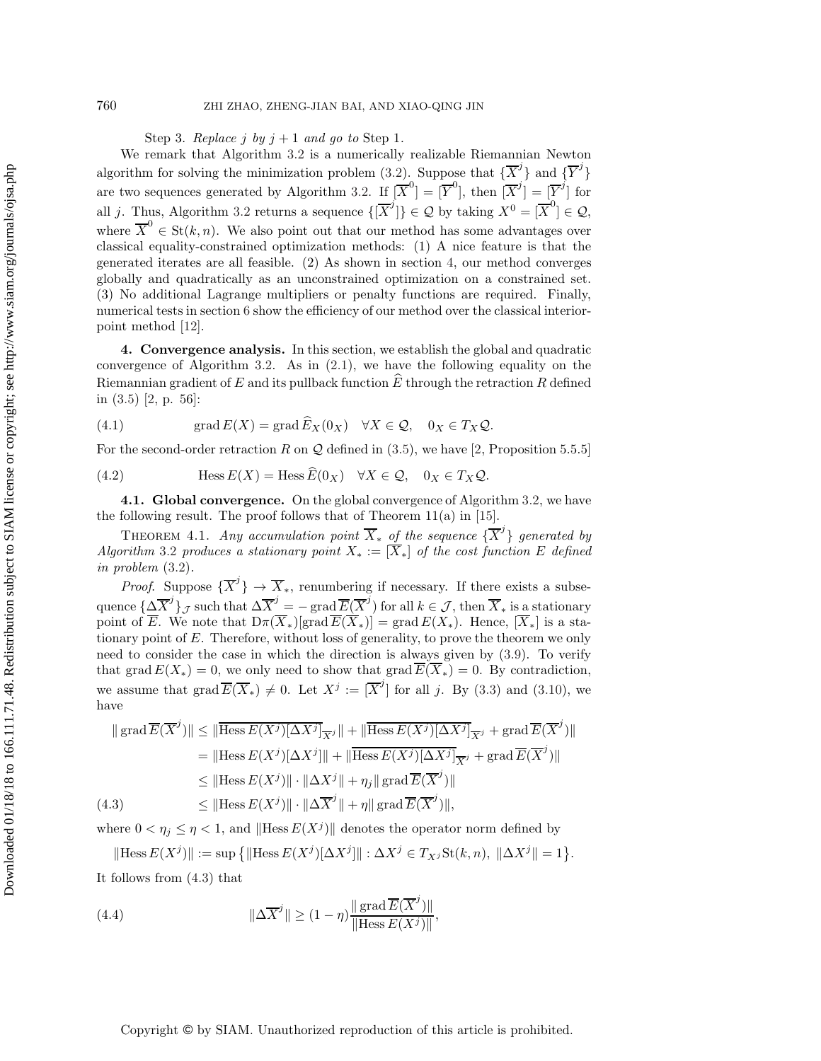Step 3. *Replace* $j$ *by* $j+1$ *and go to* Step 1.

We remark that Algorithm 3.2 is a numerically realizable Riemannian Newton algorithm for solving the minimization problem (3.2). Suppose that $\{\overline{X}^j\}$ and $\{\overline{Y}^j\}$ are two sequences generated by Algorithm 3.2. If $[\overline{X}^0] = [\overline{Y}^0]$, then $[\overline{X}^j] = [\overline{Y}^j]$ for all $j$. Thus, Algorithm 3.2 returns a sequence $\{[\overline{X}^j]\} \in \mathcal{Q}$ by taking $X^0 = [\overline{X}^0] \in \mathcal{Q}$, where $\overline{X}^0 \in \mathrm{St}(k,n)$. We also point out that our method has some advantages over classical equality-constrained optimization methods: (1) A nice feature is that the generated iterates are all feasible. (2) As shown in section 4, our method converges globally and quadratically as an unconstrained optimization on a constrained set. (3) No additional Lagrange multipliers or penalty functions are required. Finally, numerical tests in section 6 show the efficiency of our method over the classical interior-point method [12].

## 4. Convergence analysis.

In this section, we establish the global and quadratic convergence of Algorithm 3.2. As in (2.1), we have the following equality on the Riemannian gradient of $E$ and its pullback function $\widehat{E}$ through the retraction $R$ defined in (3.5) [2, p. 56]:

$$\operatorname{grad} E(X) = \operatorname{grad} \widehat{E}_X(0_X) \quad \forall X \in \mathcal{Q}, \quad 0_X \in T_X\mathcal{Q}. \tag{4.1}$$

For the second-order retraction $R$ on $\mathcal{Q}$ defined in (3.5), we have [2, Proposition 5.5.5]

$$\operatorname{Hess} E(X) = \operatorname{Hess} \widehat{E}(0_X) \quad \forall X \in \mathcal{Q}, \quad 0_X \in T_X\mathcal{Q}. \tag{4.2}$$

### 4.1. Global convergence.

On the global convergence of Algorithm 3.2, we have the following result. The proof follows that of Theorem 11(a) in [15].

THEOREM 4.1. *Any accumulation point* $\overline{X}_*$ *of the sequence* $\{\overline{X}^j\}$ *generated by Algorithm* 3.2 *produces a stationary point* $X_* := [\overline{X}_*]$ *of the cost function* $E$ *defined in problem* (3.2).

*Proof.* Suppose $\{\overline{X}^j\} \to \overline{X}_*$, renumbering if necessary. If there exists a subsequence $\{\Delta\overline{X}^j\}_{\mathcal{J}}$ such that $\Delta\overline{X}^j = -\operatorname{grad}\overline{E}(\overline{X}^j)$ for all $k \in \mathcal{J}$, then $\overline{X}_*$ is a stationary point of $\overline{E}$. We note that $\mathrm{D}\pi(\overline{X}_*)[\operatorname{grad}\overline{E}(\overline{X}_*)] = \operatorname{grad} E(X_*)$. Hence, $[\overline{X}_*]$ is a stationary point of $E$. Therefore, without loss of generality, to prove the theorem we only need to consider the case in which the direction is always given by (3.9). To verify that $\operatorname{grad} E(X_*) = 0$, we only need to show that $\operatorname{grad}\overline{E}(\overline{X}_*) = 0$. By contradiction, we assume that $\operatorname{grad}\overline{E}(\overline{X}_*) \neq 0$. Let $X^j := [\overline{X}^j]$ for all $j$. By (3.3) and (3.10), we have

$$\begin{aligned}
\|\operatorname{grad}\overline{E}(\overline{X}^j)\| &\leq \|\overline{\operatorname{Hess} E(X^j)[\Delta X^j]}_{\overline{X}^j}\| + \|\overline{\operatorname{Hess} E(X^j)[\Delta X^j]}_{\overline{X}^j} + \operatorname{grad}\overline{E}(\overline{X}^j)\| \\
&= \|\operatorname{Hess} E(X^j)[\Delta X^j]\| + \|\overline{\operatorname{Hess} E(X^j)[\Delta X^j]}_{\overline{X}^j} + \operatorname{grad}\overline{E}(\overline{X}^j)\| \\
&\leq \|\operatorname{Hess} E(X^j)\| \cdot \|\Delta X^j\| + \eta_j \|\operatorname{grad}\overline{E}(\overline{X}^j)\| \\
&\leq \|\operatorname{Hess} E(X^j)\| \cdot \|\Delta\overline{X}^j\| + \eta \|\operatorname{grad}\overline{E}(\overline{X}^j)\|,
\end{aligned} \tag{4.3}$$

where $0 < \eta_j \leq \eta < 1$, and $\|\operatorname{Hess} E(X^j)\|$ denotes the operator norm defined by

$$\|\operatorname{Hess} E(X^j)\| := \sup\left\{\|\operatorname{Hess} E(X^j)[\Delta X^j]\| : \Delta X^j \in T_{X^j}\mathrm{St}(k,n),\ \|\Delta X^j\| = 1\right\}.$$

It follows from (4.3) that

$$\|\Delta\overline{X}^j\| \geq (1-\eta)\frac{\|\operatorname{grad}\overline{E}(\overline{X}^j)\|}{\|\operatorname{Hess} E(X^j)\|}, \tag{4.4}$$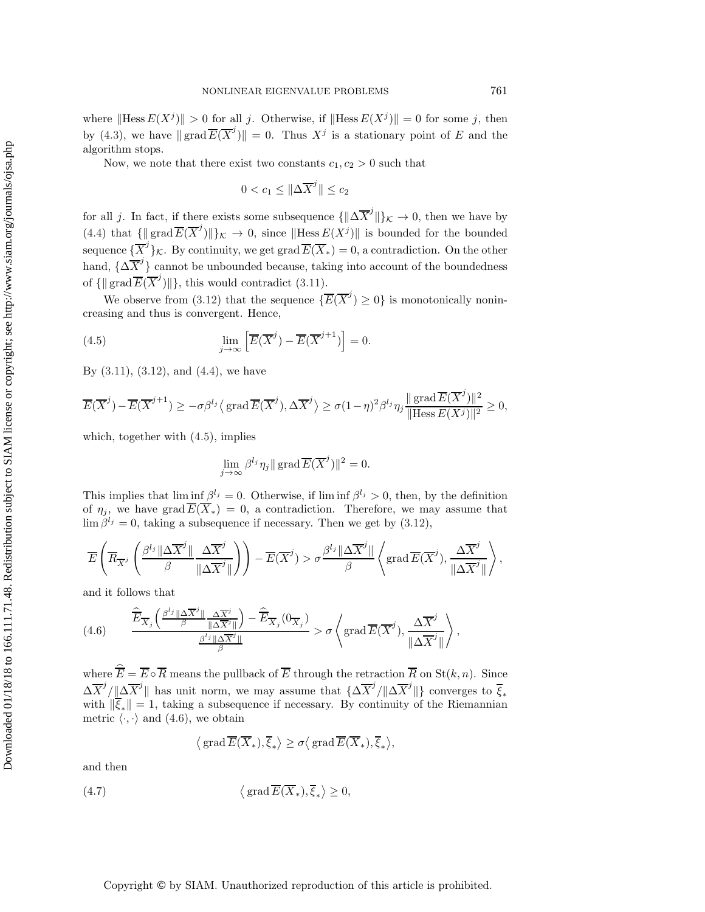where $\|\mathrm{Hess}\, E(X^j)\| > 0$ for all $j$. Otherwise, if $\|\mathrm{Hess}\, E(X^j)\| = 0$ for some $j$, then by (4.3), we have $\|\,\mathrm{grad}\,\overline{E}(\overline{X}^j)\| = 0$. Thus $X^j$ is a stationary point of $E$ and the algorithm stops.

Now, we note that there exist two constants $c_1, c_2 > 0$ such that

$$0 < c_1 \leq \|\Delta\overline{X}^j\| \leq c_2$$

for all $j$. In fact, if there exists some subsequence $\{\|\Delta\overline{X}^j\|\}_{\mathcal{K}} \to 0$, then we have by (4.4) that $\{\|\,\mathrm{grad}\,\overline{E}(\overline{X}^j)\|\}_{\mathcal{K}} \to 0$, since $\|\mathrm{Hess}\, E(X^j)\|$ is bounded for the bounded sequence $\{\overline{X}^j\}_{\mathcal{K}}$. By continuity, we get $\mathrm{grad}\,\overline{E}(\overline{X}_*) = 0$, a contradiction. On the other hand, $\{\Delta\overline{X}^j\}$ cannot be unbounded because, taking into account of the boundedness of $\{\|\,\mathrm{grad}\,\overline{E}(\overline{X}^j)\|\}$, this would contradict (3.11).

We observe from (3.12) that the sequence $\{\overline{E}(\overline{X}^j) \geq 0\}$ is monotonically nonincreasing and thus is convergent. Hence,

$$\lim_{j\to\infty}\left[\overline{E}(\overline{X}^j) - \overline{E}(\overline{X}^{j+1})\right] = 0. \tag{4.5}$$

By (3.11), (3.12), and (4.4), we have

$$\overline{E}(\overline{X}^j) - \overline{E}(\overline{X}^{j+1}) \geq -\sigma\beta^{l_j}\big\langle\,\mathrm{grad}\,\overline{E}(\overline{X}^j), \Delta\overline{X}^j\big\rangle \geq \sigma(1-\eta)^2\beta^{l_j}\eta_j\frac{\|\,\mathrm{grad}\,\overline{E}(\overline{X}^j)\|^2}{\|\mathrm{Hess}\, E(X^j)\|^2} \geq 0,$$

which, together with (4.5), implies

$$\lim_{j\to\infty}\beta^{l_j}\eta_j\|\,\mathrm{grad}\,\overline{E}(\overline{X}^j)\|^2 = 0.$$

This implies that $\liminf \beta^{l_j} = 0$. Otherwise, if $\liminf \beta^{l_j} > 0$, then, by the definition of $\eta_j$, we have $\mathrm{grad}\,\overline{E}(\overline{X}_*) = 0$, a contradiction. Therefore, we may assume that $\lim \beta^{l_j} = 0$, taking a subsequence if necessary. Then we get by (3.12),

$$\overline{E}\left(\overline{R}_{\overline{X}^j}\left(\frac{\beta^{l_j}\|\Delta\overline{X}^j\|}{\beta}\frac{\Delta\overline{X}^j}{\|\Delta\overline{X}^j\|}\right)\right) - \overline{E}(\overline{X}^j) > \sigma\frac{\beta^{l_j}\|\Delta\overline{X}^j\|}{\beta}\left\langle\mathrm{grad}\,\overline{E}(\overline{X}^j), \frac{\Delta\overline{X}^j}{\|\Delta\overline{X}^j\|}\right\rangle,$$

and it follows that

$$\frac{\widehat{\overline{E}}_{\overline{X}_j}\left(\frac{\beta^{l_j}\|\Delta\overline{X}^j\|}{\beta}\frac{\Delta\overline{X}^j}{\|\Delta\overline{X}^j\|}\right) - \widehat{\overline{E}}_{\overline{X}_j}(0_{\overline{X}_j})}{\frac{\beta^{l_j}\|\Delta\overline{X}^j\|}{\beta}} > \sigma\left\langle\mathrm{grad}\,\overline{E}(\overline{X}^j), \frac{\Delta\overline{X}^j}{\|\Delta\overline{X}^j\|}\right\rangle, \tag{4.6}$$

where $\widehat{\overline{E}} = \overline{E}\circ\overline{R}$ means the pullback of $\overline{E}$ through the retraction $\overline{R}$ on $\mathrm{St}(k,n)$. Since $\Delta\overline{X}^j/\|\Delta\overline{X}^j\|$ has unit norm, we may assume that $\{\Delta\overline{X}^j/\|\Delta\overline{X}^j\|\}$ converges to $\overline{\xi}_*$ with $\|\overline{\xi}_*\| = 1$, taking a subsequence if necessary. By continuity of the Riemannian metric $\langle\cdot,\cdot\rangle$ and (4.6), we obtain

$$\big\langle\,\mathrm{grad}\,\overline{E}(\overline{X}_*), \overline{\xi}_*\big\rangle \geq \sigma\big\langle\,\mathrm{grad}\,\overline{E}(\overline{X}_*), \overline{\xi}_*\big\rangle,$$

and then

$$\big\langle\,\mathrm{grad}\,\overline{E}(\overline{X}_*), \overline{\xi}_*\big\rangle \geq 0, \tag{4.7}$$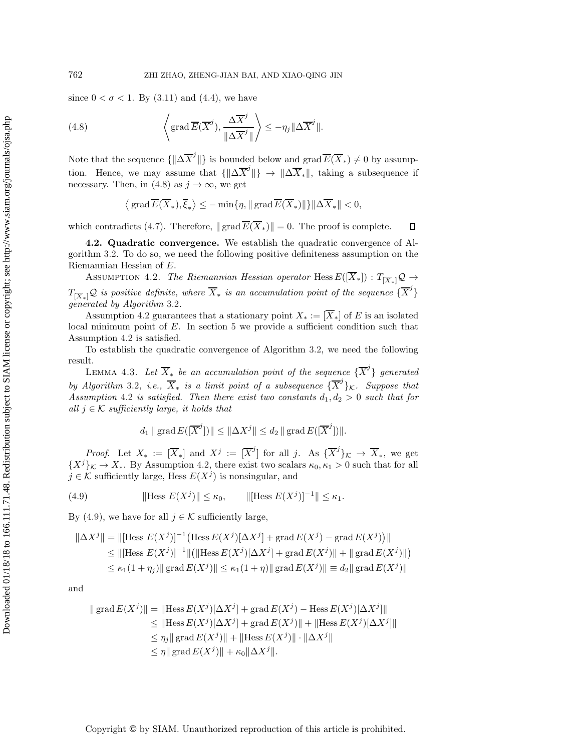since $0 < \sigma < 1$. By (3.11) and (4.4), we have

$$\left\langle \operatorname{grad} \overline{E}(\overline{X}^j), \frac{\Delta \overline{X}^j}{\|\Delta \overline{X}^j\|} \right\rangle \leq -\eta_j \|\Delta \overline{X}^j\|. \tag{4.8}$$

Note that the sequence $\{\|\Delta \overline{X}^j\|\}$ is bounded below and $\operatorname{grad} \overline{E}(\overline{X}_*) \neq 0$ by assumption. Hence, we may assume that $\{\|\Delta \overline{X}^j\|\} \to \|\Delta \overline{X}_*\|$, taking a subsequence if necessary. Then, in (4.8) as $j \to \infty$, we get

$$\left\langle \operatorname{grad} \overline{E}(\overline{X}_*), \overline{\xi}_* \right\rangle \leq -\min\{\eta, \|\operatorname{grad} \overline{E}(\overline{X}_*)\|\}\|\Delta \overline{X}_*\| < 0,$$

which contradicts (4.7). Therefore, $\|\operatorname{grad} \overline{E}(\overline{X}_*)\| = 0$. The proof is complete. $\square$

**4.2. Quadratic convergence.** We establish the quadratic convergence of Algorithm 3.2. To do so, we need the following positive definiteness assumption on the Riemannian Hessian of $E$.

Assumption 4.2. *The Riemannian Hessian operator* $\operatorname{Hess} E([\overline{X}_*]) : T_{[\overline{X}_*]}\mathcal{Q} \to T_{[\overline{X}_*]}\mathcal{Q}$ *is positive definite, where* $\overline{X}_*$ *is an accumulation point of the sequence* $\{\overline{X}^j\}$ *generated by Algorithm* 3.2.

Assumption 4.2 guarantees that a stationary point $X_* := [\overline{X}_*]$ of $E$ is an isolated local minimum point of $E$. In section 5 we provide a sufficient condition such that Assumption 4.2 is satisfied.

To establish the quadratic convergence of Algorithm 3.2, we need the following result.

Lemma 4.3. *Let* $\overline{X}_*$ *be an accumulation point of the sequence* $\{\overline{X}^j\}$ *generated by Algorithm* 3.2, *i.e.,* $\overline{X}_*$ *is a limit point of a subsequence* $\{\overline{X}^j\}_{\mathcal{K}}$. *Suppose that Assumption* 4.2 *is satisfied. Then there exist two constants* $d_1, d_2 > 0$ *such that for all* $j \in \mathcal{K}$ *sufficiently large, it holds that*

$$d_1 \|\operatorname{grad} E([\overline{X}^j])\| \leq \|\Delta X^j\| \leq d_2 \|\operatorname{grad} E([\overline{X}^j])\|.$$

*Proof.* Let $X_* := [\overline{X}_*]$ and $X^j := [\overline{X}^j]$ for all $j$. As $\{\overline{X}^j\}_{\mathcal{K}} \to \overline{X}_*$, we get $\{X^j\}_{\mathcal{K}} \to X_*$. By Assumption 4.2, there exist two scalars $\kappa_0, \kappa_1 > 0$ such that for all $j \in \mathcal{K}$ sufficiently large, Hess $E(X^j)$ is nonsingular, and

$$\|\text{Hess } E(X^j)\| \leq \kappa_0, \qquad \|[\text{Hess } E(X^j)]^{-1}\| \leq \kappa_1. \tag{4.9}$$

By (4.9), we have for all $j \in \mathcal{K}$ sufficiently large,

$$\begin{aligned}
\|\Delta X^j\| &= \|[\text{Hess } E(X^j)]^{-1}\big(\operatorname{Hess} E(X^j)[\Delta X^j] + \operatorname{grad} E(X^j) - \operatorname{grad} E(X^j)\big)\| \\
&\leq \|[\text{Hess } E(X^j)]^{-1}\|\big(\|\operatorname{Hess} E(X^j)[\Delta X^j] + \operatorname{grad} E(X^j)\| + \|\operatorname{grad} E(X^j)\|\big) \\
&\leq \kappa_1(1+\eta_j)\|\operatorname{grad} E(X^j)\| \leq \kappa_1(1+\eta)\|\operatorname{grad} E(X^j)\| \equiv d_2\|\operatorname{grad} E(X^j)\|
\end{aligned}$$

and

$$\begin{aligned}
\|\operatorname{grad} E(X^j)\| &= \|\operatorname{Hess} E(X^j)[\Delta X^j] + \operatorname{grad} E(X^j) - \operatorname{Hess} E(X^j)[\Delta X^j]\| \\
&\leq \|\operatorname{Hess} E(X^j)[\Delta X^j] + \operatorname{grad} E(X^j)\| + \|\operatorname{Hess} E(X^j)[\Delta X^j]\| \\
&\leq \eta_j\|\operatorname{grad} E(X^j)\| + \|\operatorname{Hess} E(X^j)\| \cdot \|\Delta X^j\| \\
&\leq \eta\|\operatorname{grad} E(X^j)\| + \kappa_0\|\Delta X^j\|.
\end{aligned}$$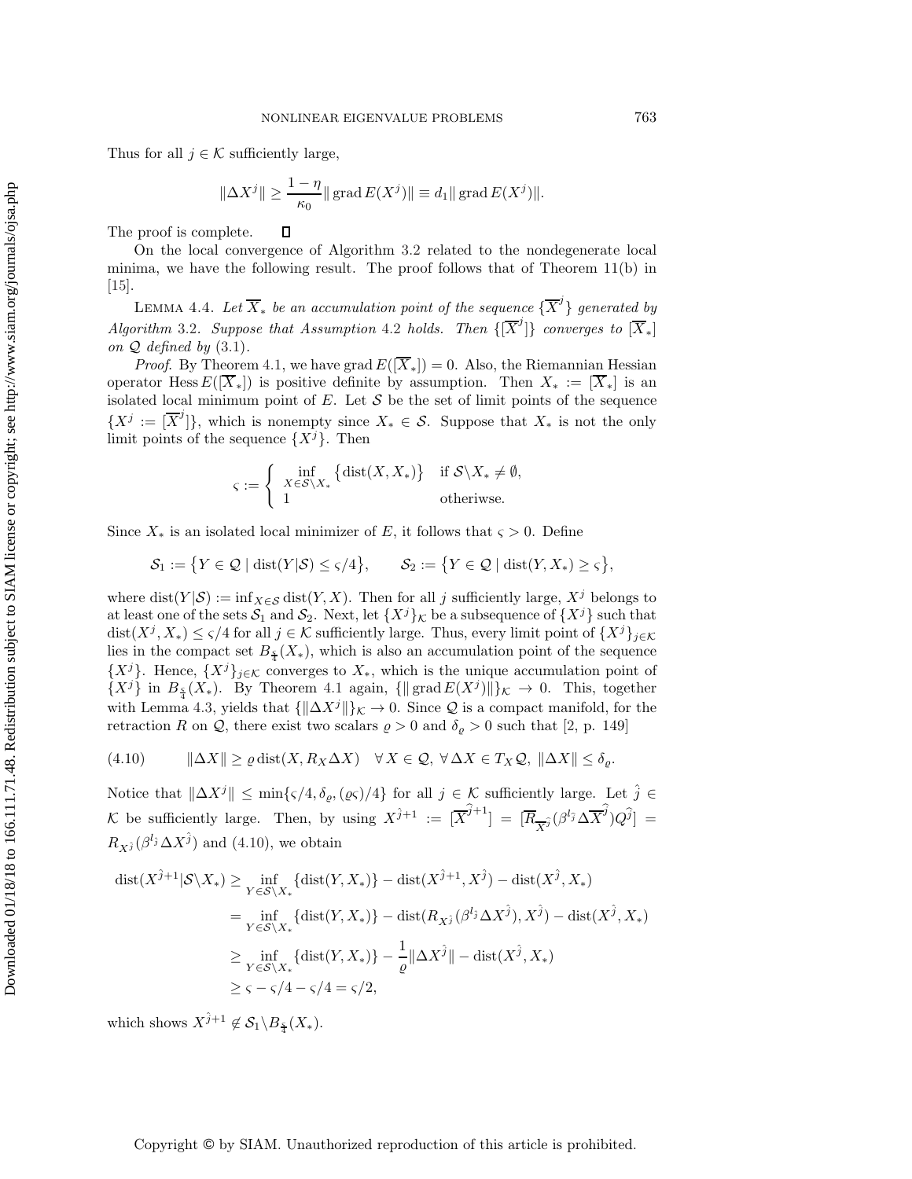Thus for all $j \in \mathcal{K}$ sufficiently large,

$$\|\Delta X^j\| \geq \frac{1-\eta}{\kappa_0}\|\operatorname{grad} E(X^j)\| \equiv d_1\|\operatorname{grad} E(X^j)\|.$$

The proof is complete. $\square$

On the local convergence of Algorithm 3.2 related to the nondegenerate local minima, we have the following result. The proof follows that of Theorem 11(b) in [15].

**Lemma 4.4.** *Let $\overline{X}_*$ be an accumulation point of the sequence $\{\overline{X}^j\}$ generated by Algorithm 3.2. Suppose that Assumption 4.2 holds. Then $\{[\overline{X}^j]\}$ converges to $[\overline{X}_*]$ on $\mathcal{Q}$ defined by (3.1).*

*Proof.* By Theorem 4.1, we have $\operatorname{grad} E([\overline{X}_*]) = 0$. Also, the Riemannian Hessian operator $\operatorname{Hess} E([\overline{X}_*])$ is positive definite by assumption. Then $X_* := [\overline{X}_*]$ is an isolated local minimum point of $E$. Let $\mathcal{S}$ be the set of limit points of the sequence $\{X^j := [\overline{X}^j]\}$, which is nonempty since $X_* \in \mathcal{S}$. Suppose that $X_*$ is not the only limit points of the sequence $\{X^j\}$. Then

$$\varsigma := \begin{cases} \inf\limits_{X\in\mathcal{S}\backslash X_*}\big\{\operatorname{dist}(X,X_*)\big\} & \text{if } \mathcal{S}\backslash X_* \neq \emptyset, \\ 1 & \text{otheriwse.}\end{cases}$$

Since $X_*$ is an isolated local minimizer of $E$, it follows that $\varsigma > 0$. Define

$$\mathcal{S}_1 := \big\{Y \in \mathcal{Q} \mid \operatorname{dist}(Y|\mathcal{S}) \leq \varsigma/4\big\}, \qquad \mathcal{S}_2 := \big\{Y \in \mathcal{Q} \mid \operatorname{dist}(Y,X_*) \geq \varsigma\big\},$$

where $\operatorname{dist}(Y|\mathcal{S}) := \inf_{X\in\mathcal{S}} \operatorname{dist}(Y,X)$. Then for all $j$ sufficiently large, $X^j$ belongs to at least one of the sets $\mathcal{S}_1$ and $\mathcal{S}_2$. Next, let $\{X^j\}_{\mathcal{K}}$ be a subsequence of $\{X^j\}$ such that $\operatorname{dist}(X^j,X_*) \leq \varsigma/4$ for all $j \in \mathcal{K}$ sufficiently large. Thus, every limit point of $\{X^j\}_{j\in\mathcal{K}}$ lies in the compact set $B_{\frac{\varsigma}{4}}(X_*)$, which is also an accumulation point of the sequence $\{X^j\}$. Hence, $\{X^j\}_{j\in\mathcal{K}}$ converges to $X_*$, which is the unique accumulation point of $\{X^j\}$ in $B_{\frac{\varsigma}{4}}(X_*)$. By Theorem 4.1 again, $\{\|\operatorname{grad} E(X^j)\|\}_{\mathcal{K}} \to 0$. This, together with Lemma 4.3, yields that $\{\|\Delta X^j\|\}_{\mathcal{K}} \to 0$. Since $\mathcal{Q}$ is a compact manifold, for the retraction $R$ on $\mathcal{Q}$, there exist two scalars $\varrho > 0$ and $\delta_\varrho > 0$ such that [2, p. 149]

$$\|\Delta X\| \geq \varrho \operatorname{dist}(X, R_X\Delta X) \quad \forall\, X \in \mathcal{Q},\ \forall\, \Delta X \in T_X\mathcal{Q},\ \|\Delta X\| \leq \delta_\varrho. \tag{4.10}$$

Notice that $\|\Delta X^j\| \leq \min\{\varsigma/4, \delta_\varrho, (\varrho\varsigma)/4\}$ for all $j \in \mathcal{K}$ sufficiently large. Let $\hat{j} \in \mathcal{K}$ be sufficiently large. Then, by using $X^{\hat{j}+1} := [\overline{X}^{\hat{j}+1}] = [\overline{R}_{\overline{X}^{\hat{j}}}(\beta^{l_{\hat{j}}}\Delta\overline{X}^{\hat{j}})Q^{\hat{j}}] = R_{X^{\hat{j}}}(\beta^{l_{\hat{j}}}\Delta X^{\hat{j}})$ and (4.10), we obtain

$$\begin{aligned}
\operatorname{dist}(X^{\hat{j}+1}|\mathcal{S}\backslash X_*) &\geq \inf_{Y\in\mathcal{S}\backslash X_*}\{\operatorname{dist}(Y,X_*)\} - \operatorname{dist}(X^{\hat{j}+1},X^{\hat{j}}) - \operatorname{dist}(X^{\hat{j}},X_*) \\
&= \inf_{Y\in\mathcal{S}\backslash X_*}\{\operatorname{dist}(Y,X_*)\} - \operatorname{dist}(R_{X^{\hat{j}}}(\beta^{l_{\hat{j}}}\Delta X^{\hat{j}}),X^{\hat{j}}) - \operatorname{dist}(X^{\hat{j}},X_*) \\
&\geq \inf_{Y\in\mathcal{S}\backslash X_*}\{\operatorname{dist}(Y,X_*)\} - \frac{1}{\varrho}\|\Delta X^{\hat{j}}\| - \operatorname{dist}(X^{\hat{j}},X_*) \\
&\geq \varsigma - \varsigma/4 - \varsigma/4 = \varsigma/2,
\end{aligned}$$

which shows $X^{\hat{j}+1} \notin \mathcal{S}_1\backslash B_{\frac{\varsigma}{4}}(X_*)$.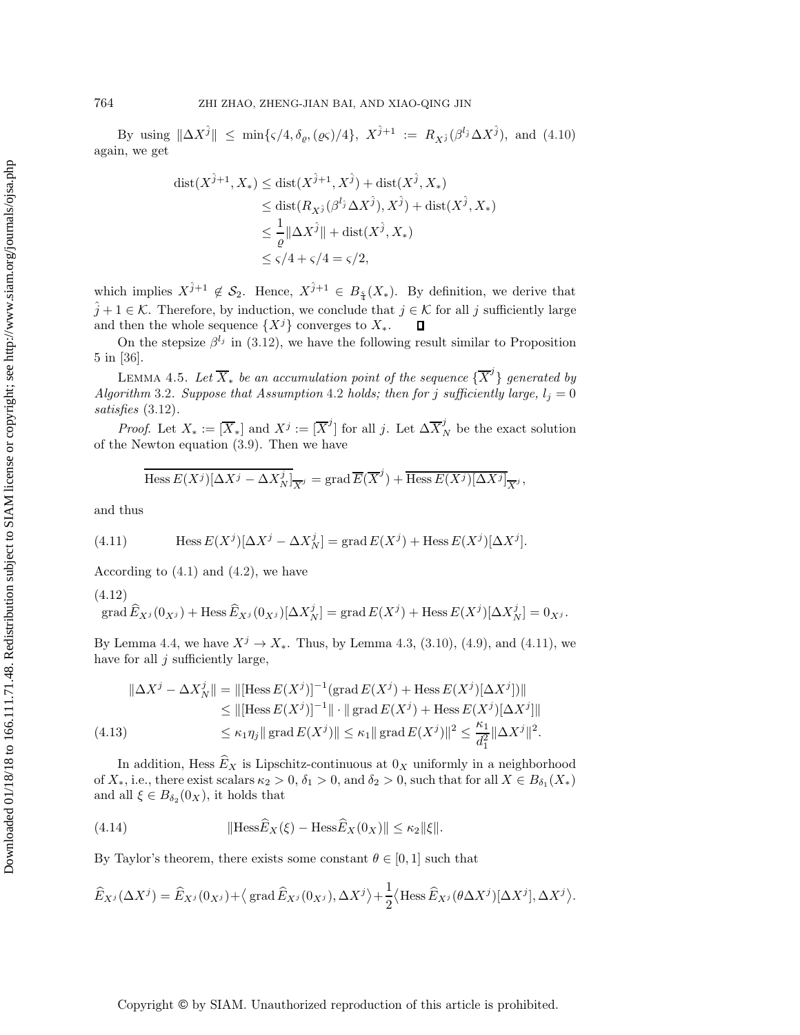By using $\|\Delta X^{\hat{j}}\| \le \min\{\varsigma/4, \delta_\varrho, (\varrho\varsigma)/4\}$, $X^{\hat{j}+1} := R_{X^{\hat{j}}}(\beta^{l_{\hat{j}}}\Delta X^{\hat{j}})$, and (4.10) again, we get

$$
\begin{aligned}
\operatorname{dist}(X^{\hat{j}+1}, X_*) &\le \operatorname{dist}(X^{\hat{j}+1}, X^{\hat{j}}) + \operatorname{dist}(X^{\hat{j}}, X_*) \\
&\le \operatorname{dist}(R_{X^{\hat{j}}}(\beta^{l_{\hat{j}}}\Delta X^{\hat{j}}), X^{\hat{j}}) + \operatorname{dist}(X^{\hat{j}}, X_*) \\
&\le \frac{1}{\varrho}\|\Delta X^{\hat{j}}\| + \operatorname{dist}(X^{\hat{j}}, X_*) \\
&\le \varsigma/4 + \varsigma/4 = \varsigma/2,
\end{aligned}
$$

which implies $X^{\hat{j}+1} \notin \mathcal{S}_2$. Hence, $X^{\hat{j}+1} \in B_{\frac{\varsigma}{4}}(X_*)$. By definition, we derive that $\hat{j}+1 \in \mathcal{K}$. Therefore, by induction, we conclude that $j \in \mathcal{K}$ for all $j$ sufficiently large and then the whole sequence $\{X^j\}$ converges to $X_*$. ∎

On the stepsize $\beta^{l_j}$ in (3.12), we have the following result similar to Proposition 5 in [36].

Lemma 4.5. *Let $\overline{X}_*$ be an accumulation point of the sequence $\{\overline{X}^j\}$ generated by Algorithm 3.2. Suppose that Assumption 4.2 holds; then for $j$ sufficiently large, $l_j = 0$ satisfies (3.12).*

*Proof.* Let $X_* := [\overline{X}_*]$ and $X^j := [\overline{X}^j]$ for all $j$. Let $\Delta\overline{X}_N^j$ be the exact solution of the Newton equation (3.9). Then we have

$$
\overline{\operatorname{Hess} E(X^j)[\Delta X^j - \Delta X_N^j]}_{\overline{X}^j} = \operatorname{grad} \overline{E}(\overline{X}^j) + \overline{\operatorname{Hess} E(X^j)[\Delta X^j]}_{\overline{X}^j},
$$

and thus

$$
\operatorname{Hess} E(X^j)[\Delta X^j - \Delta X_N^j] = \operatorname{grad} E(X^j) + \operatorname{Hess} E(X^j)[\Delta X^j]. \tag{4.11}
$$

According to (4.1) and (4.2), we have

$$
\operatorname{grad} \widehat{E}_{X^j}(0_{X^j}) + \operatorname{Hess} \widehat{E}_{X^j}(0_{X^j})[\Delta X_N^j] = \operatorname{grad} E(X^j) + \operatorname{Hess} E(X^j)[\Delta X_N^j] = 0_{X^j}. \tag{4.12}
$$

By Lemma 4.4, we have $X^j \to X_*$. Thus, by Lemma 4.3, (3.10), (4.9), and (4.11), we have for all $j$ sufficiently large,

$$
\begin{aligned}
\|\Delta X^j - \Delta X_N^j\| &= \|[\operatorname{Hess} E(X^j)]^{-1}(\operatorname{grad} E(X^j) + \operatorname{Hess} E(X^j)[\Delta X^j])\| \\
&\le \|[\operatorname{Hess} E(X^j)]^{-1}\| \cdot \|\operatorname{grad} E(X^j) + \operatorname{Hess} E(X^j)[\Delta X^j]\| \\
&\le \kappa_1 \eta_j \|\operatorname{grad} E(X^j)\| \le \kappa_1 \|\operatorname{grad} E(X^j)\|^2 \le \frac{\kappa_1}{d_1^2}\|\Delta X^j\|^2.
\end{aligned} \tag{4.13}
$$

In addition, $\operatorname{Hess} \widehat{E}_X$ is Lipschitz-continuous at $0_X$ uniformly in a neighborhood of $X_*$, i.e., there exist scalars $\kappa_2 > 0$, $\delta_1 > 0$, and $\delta_2 > 0$, such that for all $X \in B_{\delta_1}(X_*)$ and all $\xi \in B_{\delta_2}(0_X)$, it holds that

$$
\|\operatorname{Hess}\widehat{E}_X(\xi) - \operatorname{Hess}\widehat{E}_X(0_X)\| \le \kappa_2 \|\xi\|. \tag{4.14}
$$

By Taylor's theorem, there exists some constant $\theta \in [0,1]$ such that

$$
\widehat{E}_{X^j}(\Delta X^j) = \widehat{E}_{X^j}(0_{X^j}) + \left\langle \operatorname{grad} \widehat{E}_{X^j}(0_{X^j}), \Delta X^j \right\rangle + \frac{1}{2}\left\langle \operatorname{Hess} \widehat{E}_{X^j}(\theta \Delta X^j)[\Delta X^j], \Delta X^j \right\rangle.
$$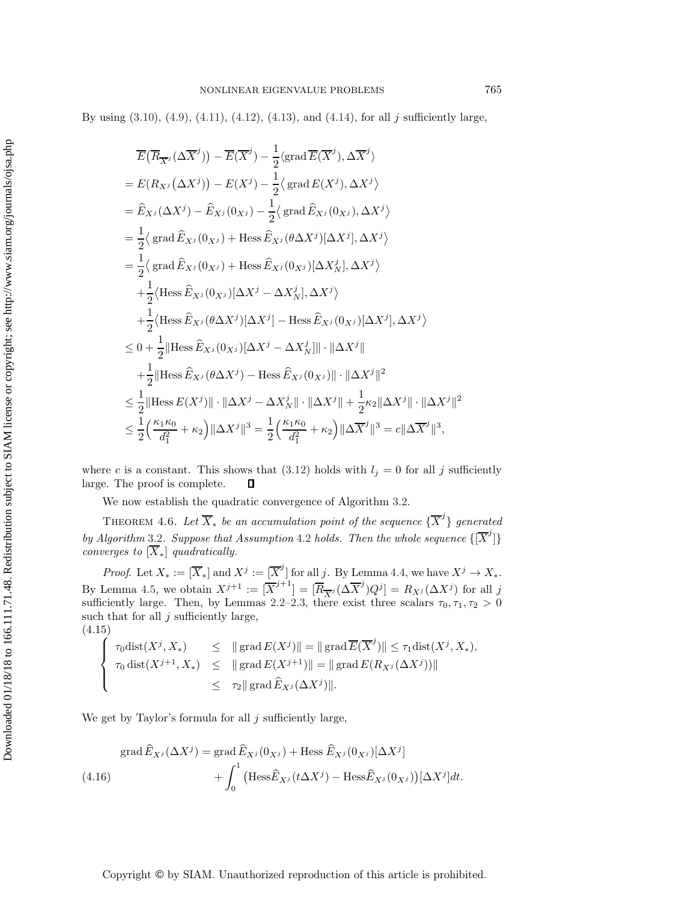By using (3.10), (4.9), (4.11), (4.12), (4.13), and (4.14), for all $j$ sufficiently large,

$$
\begin{aligned}
&\overline{E}\big(\overline{R}_{\overline{X}^j}(\Delta\overline{X}^j)\big) - \overline{E}(\overline{X}^j) - \frac{1}{2}\langle \operatorname{grad}\overline{E}(\overline{X}^j), \Delta\overline{X}^j\rangle \\
&= E\big(R_{X^j}(\Delta X^j)\big) - E(X^j) - \frac{1}{2}\big\langle \operatorname{grad} E(X^j), \Delta X^j\big\rangle \\
&= \widehat{E}_{X^j}(\Delta X^j) - \widehat{E}_{X^j}(0_{X^j}) - \frac{1}{2}\big\langle \operatorname{grad}\widehat{E}_{X^j}(0_{X^j}), \Delta X^j\big\rangle \\
&= \frac{1}{2}\big\langle \operatorname{grad}\widehat{E}_{X^j}(0_{X^j}) + \operatorname{Hess}\widehat{E}_{X^j}(\theta\Delta X^j)[\Delta X^j], \Delta X^j\big\rangle \\
&= \frac{1}{2}\big\langle \operatorname{grad}\widehat{E}_{X^j}(0_{X^j}) + \operatorname{Hess}\widehat{E}_{X^j}(0_{X^j})[\Delta X_N^j], \Delta X^j\big\rangle \\
&\quad + \frac{1}{2}\big\langle \operatorname{Hess}\widehat{E}_{X^j}(0_{X^j})[\Delta X^j - \Delta X_N^j], \Delta X^j\big\rangle \\
&\quad + \frac{1}{2}\big\langle \operatorname{Hess}\widehat{E}_{X^j}(\theta\Delta X^j)[\Delta X^j] - \operatorname{Hess}\widehat{E}_{X^j}(0_{X^j})[\Delta X^j], \Delta X^j\big\rangle \\
&\leq 0 + \frac{1}{2}\|\operatorname{Hess}\widehat{E}_{X^j}(0_{X^j})[\Delta X^j - \Delta X_N^j]\| \cdot \|\Delta X^j\| \\
&\quad + \frac{1}{2}\|\operatorname{Hess}\widehat{E}_{X^j}(\theta\Delta X^j) - \operatorname{Hess}\widehat{E}_{X^j}(0_{X^j})\| \cdot \|\Delta X^j\|^2 \\
&\leq \frac{1}{2}\|\operatorname{Hess} E(X^j)\| \cdot \|\Delta X^j - \Delta X_N^j\| \cdot \|\Delta X^j\| + \frac{1}{2}\kappa_2\|\Delta X^j\| \cdot \|\Delta X^j\|^2 \\
&\leq \frac{1}{2}\Big(\frac{\kappa_1\kappa_0}{d_1^2} + \kappa_2\Big)\|\Delta X^j\|^3 = \frac{1}{2}\Big(\frac{\kappa_1\kappa_0}{d_1^2} + \kappa_2\Big)\|\Delta\overline{X}^j\|^3 = c\|\Delta\overline{X}^j\|^3,
\end{aligned}
$$

where $c$ is a constant. This shows that (3.12) holds with $l_j = 0$ for all $j$ sufficiently large. The proof is complete. ∎

We now establish the quadratic convergence of Algorithm 3.2.

**Theorem 4.6.** *Let $\overline{X}_*$ be an accumulation point of the sequence $\{\overline{X}^j\}$ generated by Algorithm 3.2. Suppose that Assumption 4.2 holds. Then the whole sequence $\{[\overline{X}^j]\}$ converges to $[\overline{X}_*]$ quadratically.*

*Proof.* Let $X_* := [\overline{X}_*]$ and $X^j := [\overline{X}^j]$ for all $j$. By Lemma 4.4, we have $X^j \to X_*$. By Lemma 4.5, we obtain $X^{j+1} := [\overline{X}^{j+1}] = [\overline{R}_{\overline{X}^j}(\Delta\overline{X}^j)Q^j] = R_{X^j}(\Delta X^j)$ for all $j$ sufficiently large. Then, by Lemmas 2.2–2.3, there exist three scalars $\tau_0, \tau_1, \tau_2 > 0$ such that for all $j$ sufficiently large,

$$
(4.15)\quad
\begin{cases}
\tau_0 \operatorname{dist}(X^j, X_*) \leq \|\operatorname{grad} E(X^j)\| = \|\operatorname{grad}\overline{E}(\overline{X}^j)\| \leq \tau_1 \operatorname{dist}(X^j, X_*), \\
\tau_0 \operatorname{dist}(X^{j+1}, X_*) \leq \|\operatorname{grad} E(X^{j+1})\| = \|\operatorname{grad} E(R_{X^j}(\Delta X^j))\| \\
\qquad\qquad\qquad\qquad \leq \tau_2 \|\operatorname{grad}\widehat{E}_{X^j}(\Delta X^j)\|.
\end{cases}
$$

We get by Taylor's formula for all $j$ sufficiently large,

$$
(4.16)\quad
\begin{aligned}
\operatorname{grad}\widehat{E}_{X^j}(\Delta X^j) &= \operatorname{grad}\widehat{E}_{X^j}(0_{X^j}) + \operatorname{Hess}\widehat{E}_{X^j}(0_{X^j})[\Delta X^j] \\
&\quad + \int_0^1 \big(\operatorname{Hess}\widehat{E}_{X^j}(t\Delta X^j) - \operatorname{Hess}\widehat{E}_{X^j}(0_{X^j})\big)[\Delta X^j]dt.
\end{aligned}
$$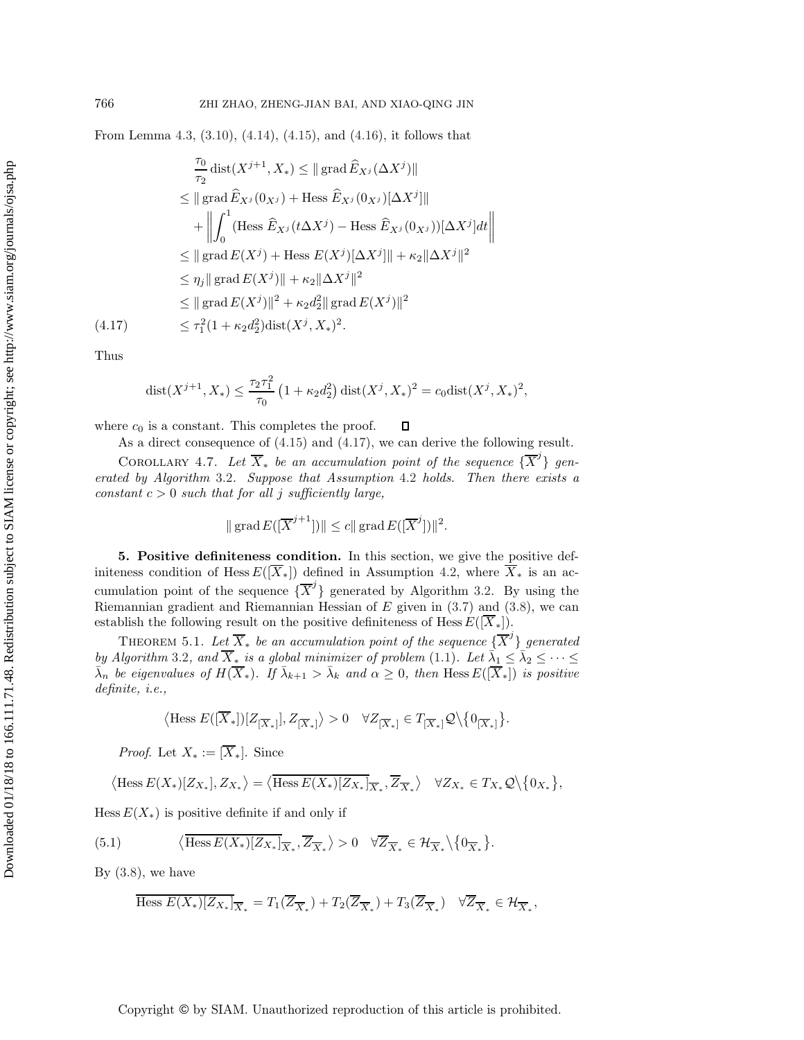From Lemma 4.3, (3.10), (4.14), (4.15), and (4.16), it follows that

$$
\begin{aligned}
&\frac{\tau_0}{\tau_2}\,\mathrm{dist}(X^{j+1}, X_*) \le \|\operatorname{grad} \widehat{E}_{X^j}(\Delta X^j)\| \\
&\le \|\operatorname{grad} \widehat{E}_{X^j}(0_{X^j}) + \operatorname{Hess} \widehat{E}_{X^j}(0_{X^j})[\Delta X^j]\| \\
&\quad + \left\| \int_0^1 (\operatorname{Hess} \widehat{E}_{X^j}(t\Delta X^j) - \operatorname{Hess} \widehat{E}_{X^j}(0_{X^j}))[\Delta X^j] dt \right\| \\
&\le \|\operatorname{grad} E(X^j) + \operatorname{Hess} E(X^j)[\Delta X^j]\| + \kappa_2 \|\Delta X^j\|^2 \\
&\le \eta_j \|\operatorname{grad} E(X^j)\| + \kappa_2 \|\Delta X^j\|^2 \\
&\le \|\operatorname{grad} E(X^j)\|^2 + \kappa_2 d_2^2 \|\operatorname{grad} E(X^j)\|^2 \\
&\le \tau_1^2 (1 + \kappa_2 d_2^2) \mathrm{dist}(X^j, X_*)^2. \qquad (4.17)
\end{aligned}
$$

Thus

$$
\mathrm{dist}(X^{j+1}, X_*) \le \frac{\tau_2 \tau_1^2}{\tau_0} \left(1 + \kappa_2 d_2^2\right) \mathrm{dist}(X^j, X_*)^2 = c_0 \mathrm{dist}(X^j, X_*)^2,
$$

where $c_0$ is a constant. This completes the proof. ◻

As a direct consequence of (4.15) and (4.17), we can derive the following result.

Corollary 4.7. *Let $\overline{X}_*$ be an accumulation point of the sequence $\{\overline{X}^j\}$ generated by Algorithm 3.2. Suppose that Assumption 4.2 holds. Then there exists a constant $c > 0$ such that for all $j$ sufficiently large,*

$$
\|\operatorname{grad} E([\overline{X}^{j+1}])\| \le c \|\operatorname{grad} E([\overline{X}^j])\|^2.
$$

## 5. Positive definiteness condition.

In this section, we give the positive definiteness condition of $\operatorname{Hess} E([\overline{X}_*])$ defined in Assumption 4.2, where $\overline{X}_*$ is an accumulation point of the sequence $\{\overline{X}^j\}$ generated by Algorithm 3.2. By using the Riemannian gradient and Riemannian Hessian of $E$ given in (3.7) and (3.8), we can establish the following result on the positive definiteness of $\operatorname{Hess} E([\overline{X}_*])$.

Theorem 5.1. *Let $\overline{X}_*$ be an accumulation point of the sequence $\{\overline{X}^j\}$ generated by Algorithm 3.2, and $\overline{X}_*$ is a global minimizer of problem (1.1). Let $\bar{\lambda}_1 \le \bar{\lambda}_2 \le \cdots \le \bar{\lambda}_n$ be eigenvalues of $H(\overline{X}_*)$. If $\bar{\lambda}_{k+1} > \bar{\lambda}_k$ and $\alpha \ge 0$, then $\operatorname{Hess} E([\overline{X}_*])$ is positive definite, i.e.,*

$$
\left\langle \operatorname{Hess} E([\overline{X}_*])[Z_{[\overline{X}_*]}], Z_{[\overline{X}_*]} \right\rangle > 0 \quad \forall Z_{[\overline{X}_*]} \in T_{[\overline{X}_*]}\mathcal{Q} \setminus \{0_{[\overline{X}_*]}\}.
$$

*Proof.* Let $X_* := [\overline{X}_*]$. Since

$$
\left\langle \operatorname{Hess} E(X_*)[Z_{X_*}], Z_{X_*} \right\rangle = \left\langle \overline{\operatorname{Hess} E(X_*)[Z_{X_*}]}_{\overline{X}_*}, \overline{Z}_{\overline{X}_*} \right\rangle \quad \forall Z_{X_*} \in T_{X_*}\mathcal{Q} \setminus \{0_{X_*}\},
$$

$\operatorname{Hess} E(X_*)$ is positive definite if and only if

$$
\left\langle \overline{\operatorname{Hess} E(X_*)[Z_{X_*}]}_{\overline{X}_*}, \overline{Z}_{\overline{X}_*} \right\rangle > 0 \quad \forall \overline{Z}_{\overline{X}_*} \in \mathcal{H}_{\overline{X}_*} \setminus \{0_{\overline{X}_*}\}. \qquad (5.1)
$$

By (3.8), we have

$$
\overline{\operatorname{Hess} E(X_*)[Z_{X_*}]}_{\overline{X}_*} = T_1(\overline{Z}_{\overline{X}_*}) + T_2(\overline{Z}_{\overline{X}_*}) + T_3(\overline{Z}_{\overline{X}_*}) \quad \forall \overline{Z}_{\overline{X}_*} \in \mathcal{H}_{\overline{X}_*},
$$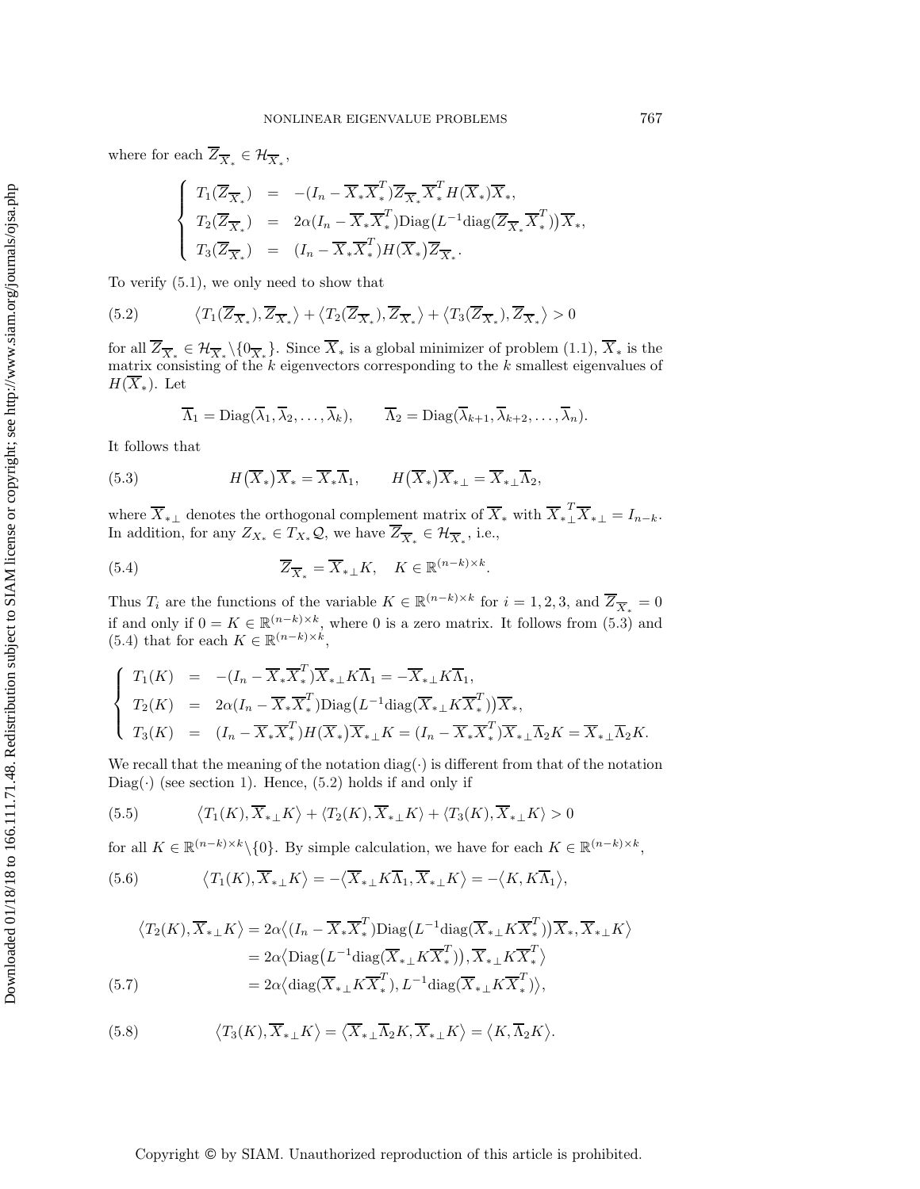where for each $\overline{Z}_{\overline{X}_*} \in \mathcal{H}_{\overline{X}_*}$,

$$
\left\{
\begin{array}{lcl}
T_1(\overline{Z}_{\overline{X}_*}) & = & -(I_n - \overline{X}_*\overline{X}_*^T)\overline{Z}_{\overline{X}_*}\overline{X}_*^T H(\overline{X}_*)\overline{X}_*, \\
T_2(\overline{Z}_{\overline{X}_*}) & = & 2\alpha(I_n - \overline{X}_*\overline{X}_*^T)\mathrm{Diag}\big(L^{-1}\mathrm{diag}(\overline{Z}_{\overline{X}_*}\overline{X}_*^T)\big)\overline{X}_*, \\
T_3(\overline{Z}_{\overline{X}_*}) & = & (I_n - \overline{X}_*\overline{X}_*^T)H(\overline{X}_*)\overline{Z}_{\overline{X}_*}.
\end{array}
\right.
$$

To verify (5.1), we only need to show that

$$
\big\langle T_1(\overline{Z}_{\overline{X}_*}), \overline{Z}_{\overline{X}_*}\big\rangle + \big\langle T_2(\overline{Z}_{\overline{X}_*}), \overline{Z}_{\overline{X}_*}\big\rangle + \big\langle T_3(\overline{Z}_{\overline{X}_*}), \overline{Z}_{\overline{X}_*}\big\rangle > 0 \tag{5.2}
$$

for all $\overline{Z}_{\overline{X}_*} \in \mathcal{H}_{\overline{X}_*}\backslash\{0_{\overline{X}_*}\}$. Since $\overline{X}_*$ is a global minimizer of problem (1.1), $\overline{X}_*$ is the matrix consisting of the $k$ eigenvectors corresponding to the $k$ smallest eigenvalues of $H(\overline{X}_*)$. Let

$$
\overline{\Lambda}_1 = \mathrm{Diag}(\overline{\lambda}_1, \overline{\lambda}_2, \ldots, \overline{\lambda}_k), \qquad \overline{\Lambda}_2 = \mathrm{Diag}(\overline{\lambda}_{k+1}, \overline{\lambda}_{k+2}, \ldots, \overline{\lambda}_n).
$$

It follows that

$$
H\big(\overline{X}_*\big)\overline{X}_* = \overline{X}_*\overline{\Lambda}_1, \qquad H\big(\overline{X}_*\big)\overline{X}_{*\perp} = \overline{X}_{*\perp}\overline{\Lambda}_2, \tag{5.3}
$$

where $\overline{X}_{*\perp}$ denotes the orthogonal complement matrix of $\overline{X}_*$ with $\overline{X}_{*\perp}^T\overline{X}_{*\perp} = I_{n-k}$. In addition, for any $Z_{X_*} \in T_{X_*}\mathcal{Q}$, we have $\overline{Z}_{\overline{X}_*} \in \mathcal{H}_{\overline{X}_*}$, i.e.,

$$
\overline{Z}_{\overline{X}_*} = \overline{X}_{*\perp}K, \quad K \in \mathbb{R}^{(n-k)\times k}. \tag{5.4}
$$

Thus $T_i$ are the functions of the variable $K \in \mathbb{R}^{(n-k)\times k}$ for $i = 1, 2, 3$, and $\overline{Z}_{\overline{X}_*} = 0$ if and only if $0 = K \in \mathbb{R}^{(n-k)\times k}$, where 0 is a zero matrix. It follows from (5.3) and (5.4) that for each $K \in \mathbb{R}^{(n-k)\times k}$,

$$
\left\{
\begin{array}{lcl}
T_1(K) & = & -(I_n - \overline{X}_*\overline{X}_*^T)\overline{X}_{*\perp}K\overline{\Lambda}_1 = -\overline{X}_{*\perp}K\overline{\Lambda}_1, \\
T_2(K) & = & 2\alpha(I_n - \overline{X}_*\overline{X}_*^T)\mathrm{Diag}\big(L^{-1}\mathrm{diag}(\overline{X}_{*\perp}K\overline{X}_*^T)\big)\overline{X}_*, \\
T_3(K) & = & (I_n - \overline{X}_*\overline{X}_*^T)H(\overline{X}_*)\overline{X}_{*\perp}K = (I_n - \overline{X}_*\overline{X}_*^T)\overline{X}_{*\perp}\overline{\Lambda}_2K = \overline{X}_{*\perp}\overline{\Lambda}_2K.
\end{array}
\right.
$$

We recall that the meaning of the notation $\mathrm{diag}(\cdot)$ is different from that of the notation $\mathrm{Diag}(\cdot)$ (see section 1). Hence, (5.2) holds if and only if

$$
\langle T_1(K), \overline{X}_{*\perp}K\rangle + \langle T_2(K), \overline{X}_{*\perp}K\rangle + \langle T_3(K), \overline{X}_{*\perp}K\rangle > 0 \tag{5.5}
$$

for all $K \in \mathbb{R}^{(n-k)\times k}\backslash\{0\}$. By simple calculation, we have for each $K \in \mathbb{R}^{(n-k)\times k}$,

$$
\big\langle T_1(K), \overline{X}_{*\perp}K\big\rangle = -\big\langle \overline{X}_{*\perp}K\overline{\Lambda}_1, \overline{X}_{*\perp}K\big\rangle = -\big\langle K, K\overline{\Lambda}_1\big\rangle, \tag{5.6}
$$

$$
\begin{aligned}
\big\langle T_2(K), \overline{X}_{*\perp}K\big\rangle &= 2\alpha\big\langle (I_n - \overline{X}_*\overline{X}_*^T)\mathrm{Diag}\big(L^{-1}\mathrm{diag}(\overline{X}_{*\perp}K\overline{X}_*^T)\big)\overline{X}_*, \overline{X}_{*\perp}K\big\rangle \\
&= 2\alpha\big\langle \mathrm{Diag}\big(L^{-1}\mathrm{diag}(\overline{X}_{*\perp}K\overline{X}_*^T)\big), \overline{X}_{*\perp}K\overline{X}_*^T\big\rangle \\
&= 2\alpha\big\langle \mathrm{diag}(\overline{X}_{*\perp}K\overline{X}_*^T), L^{-1}\mathrm{diag}(\overline{X}_{*\perp}K\overline{X}_*^T)\big\rangle,
\end{aligned} \tag{5.7}
$$

$$
\big\langle T_3(K), \overline{X}_{*\perp}K\big\rangle = \big\langle \overline{X}_{*\perp}\overline{\Lambda}_2K, \overline{X}_{*\perp}K\big\rangle = \big\langle K, \overline{\Lambda}_2K\big\rangle. \tag{5.8}
$$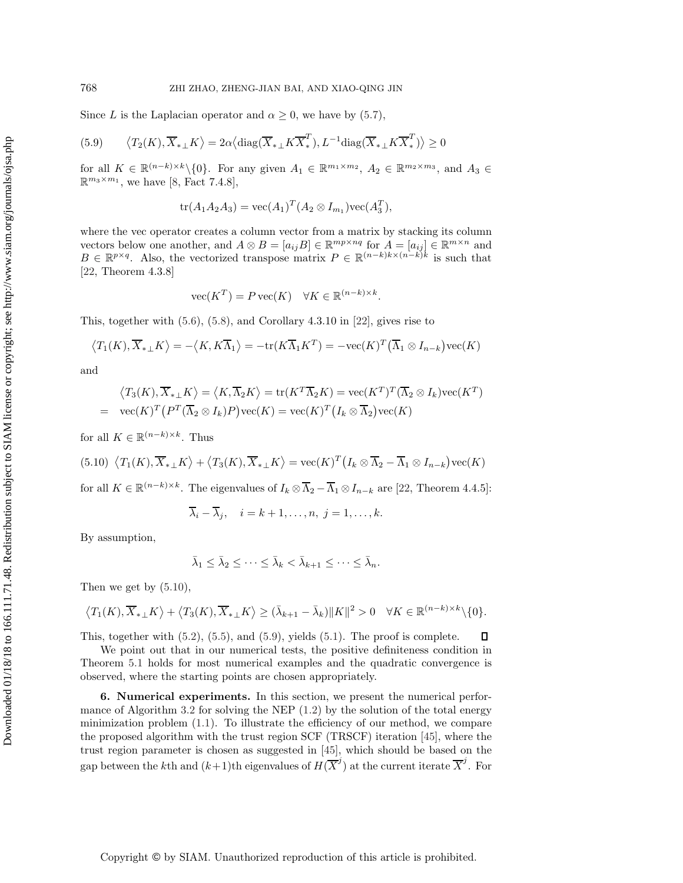Since $L$ is the Laplacian operator and $\alpha \geq 0$, we have by (5.7),

$$(5.9) \qquad \left\langle T_2(K), \overline{X}_{*\perp} K \right\rangle = 2\alpha \left\langle \operatorname{diag}(\overline{X}_{*\perp} K \overline{X}_*^T), L^{-1} \operatorname{diag}(\overline{X}_{*\perp} K \overline{X}_*^T) \right\rangle \geq 0$$

for all $K \in \mathbb{R}^{(n-k)\times k} \backslash \{0\}$. For any given $A_1 \in \mathbb{R}^{m_1 \times m_2}$, $A_2 \in \mathbb{R}^{m_2 \times m_3}$, and $A_3 \in \mathbb{R}^{m_3 \times m_1}$, we have [8, Fact 7.4.8],

$$\operatorname{tr}(A_1 A_2 A_3) = \operatorname{vec}(A_1)^T (A_2 \otimes I_{m_1}) \operatorname{vec}(A_3^T),$$

where the vec operator creates a column vector from a matrix by stacking its column vectors below one another, and $A \otimes B = [a_{ij} B] \in \mathbb{R}^{mp \times nq}$ for $A = [a_{ij}] \in \mathbb{R}^{m \times n}$ and $B \in \mathbb{R}^{p \times q}$. Also, the vectorized transpose matrix $P \in \mathbb{R}^{(n-k)k \times (n-k)k}$ is such that [22, Theorem 4.3.8]

$$\operatorname{vec}(K^T) = P \operatorname{vec}(K) \quad \forall K \in \mathbb{R}^{(n-k)\times k}.$$

This, together with (5.6), (5.8), and Corollary 4.3.10 in [22], gives rise to

$$\left\langle T_1(K), \overline{X}_{*\perp} K \right\rangle = -\left\langle K, K \overline{\Lambda}_1 \right\rangle = -\operatorname{tr}(K \overline{\Lambda}_1 K^T) = -\operatorname{vec}(K)^T \left( \overline{\Lambda}_1 \otimes I_{n-k} \right) \operatorname{vec}(K)$$

and

$$\begin{aligned}
&\left\langle T_3(K), \overline{X}_{*\perp} K \right\rangle = \left\langle K, \overline{\Lambda}_2 K \right\rangle = \operatorname{tr}(K^T \overline{\Lambda}_2 K) = \operatorname{vec}(K^T)^T (\overline{\Lambda}_2 \otimes I_k) \operatorname{vec}(K^T) \\
= \quad & \operatorname{vec}(K)^T \left( P^T (\overline{\Lambda}_2 \otimes I_k) P \right) \operatorname{vec}(K) = \operatorname{vec}(K)^T \left( I_k \otimes \overline{\Lambda}_2 \right) \operatorname{vec}(K)
\end{aligned}$$

for all $K \in \mathbb{R}^{(n-k)\times k}$. Thus

$$(5.10) \quad \left\langle T_1(K), \overline{X}_{*\perp} K \right\rangle + \left\langle T_3(K), \overline{X}_{*\perp} K \right\rangle = \operatorname{vec}(K)^T \left( I_k \otimes \overline{\Lambda}_2 - \overline{\Lambda}_1 \otimes I_{n-k} \right) \operatorname{vec}(K)$$

for all $K \in \mathbb{R}^{(n-k)\times k}$. The eigenvalues of $I_k \otimes \overline{\Lambda}_2 - \overline{\Lambda}_1 \otimes I_{n-k}$ are [22, Theorem 4.4.5]:

$$\overline{\lambda}_i - \overline{\lambda}_j, \quad i = k+1, \ldots, n, \ j = 1, \ldots, k.$$

By assumption,

$$\bar{\lambda}_1 \leq \bar{\lambda}_2 \leq \cdots \leq \bar{\lambda}_k < \bar{\lambda}_{k+1} \leq \cdots \leq \bar{\lambda}_n.$$

Then we get by (5.10),

$$\left\langle T_1(K), \overline{X}_{*\perp} K \right\rangle + \left\langle T_3(K), \overline{X}_{*\perp} K \right\rangle \geq (\bar{\lambda}_{k+1} - \bar{\lambda}_k) \|K\|^2 > 0 \quad \forall K \in \mathbb{R}^{(n-k)\times k} \backslash \{0\}.$$

This, together with (5.2), (5.5), and (5.9), yields (5.1). The proof is complete. $\square$

We point out that in our numerical tests, the positive definiteness condition in Theorem 5.1 holds for most numerical examples and the quadratic convergence is observed, where the starting points are chosen appropriately.

**6. Numerical experiments.** In this section, we present the numerical performance of Algorithm 3.2 for solving the NEP (1.2) by the solution of the total energy minimization problem (1.1). To illustrate the efficiency of our method, we compare the proposed algorithm with the trust region SCF (TRSCF) iteration [45], where the trust region parameter is chosen as suggested in [45], which should be based on the gap between the $k$th and $(k+1)$th eigenvalues of $H(\overline{X}^j)$ at the current iterate $\overline{X}^j$. For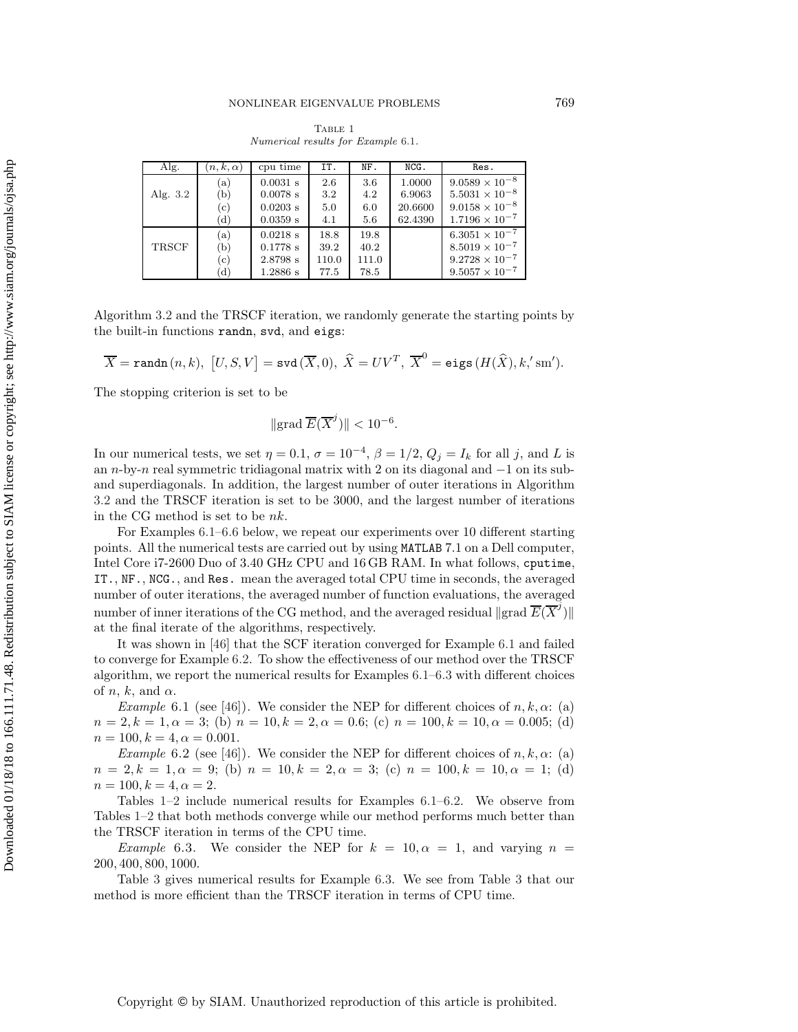Table 1
*Numerical results for Example 6.1.*

| Alg. | $(n,k,\alpha)$ | cpu time | IT. | NF. | NCG. | Res. |
|---|---|---|---|---|---|---|
| Alg. 3.2 | (a) | 0.0031 s | 2.6 | 3.6 | 1.0000 | $9.0589 \times 10^{-8}$ |
| | (b) | 0.0078 s | 3.2 | 4.2 | 6.9063 | $5.5031 \times 10^{-8}$ |
| | (c) | 0.0203 s | 5.0 | 6.0 | 20.6600 | $9.0158 \times 10^{-8}$ |
| | (d) | 0.0359 s | 4.1 | 5.6 | 62.4390 | $1.7196 \times 10^{-7}$ |
| TRSCF | (a) | 0.0218 s | 18.8 | 19.8 | | $6.3051 \times 10^{-7}$ |
| | (b) | 0.1778 s | 39.2 | 40.2 | | $8.5019 \times 10^{-7}$ |
| | (c) | 2.8798 s | 110.0 | 111.0 | | $9.2728 \times 10^{-7}$ |
| | (d) | 1.2886 s | 77.5 | 78.5 | | $9.5057 \times 10^{-7}$ |

Algorithm 3.2 and the TRSCF iteration, we randomly generate the starting points by the built-in functions `randn`, `svd`, and `eigs`:

$$\overline{X} = \texttt{randn}\,(n,k),\ \left[U,S,V\right] = \texttt{svd}\,(\overline{X},0),\ \widehat{X} = UV^T,\ \overline{X}^0 = \texttt{eigs}\,(H(\widehat{X}),k,'\mathrm{sm}').$$

The stopping criterion is set to be

$$\|\mathrm{grad}\ \overline{E}(\overline{X}^j)\| < 10^{-6}.$$

In our numerical tests, we set $\eta = 0.1$, $\sigma = 10^{-4}$, $\beta = 1/2$, $Q_j = I_k$ for all $j$, and $L$ is an $n$-by-$n$ real symmetric tridiagonal matrix with 2 on its diagonal and $-1$ on its sub- and superdiagonals. In addition, the largest number of outer iterations in Algorithm 3.2 and the TRSCF iteration is set to be 3000, and the largest number of iterations in the CG method is set to be $nk$.

For Examples 6.1–6.6 below, we repeat our experiments over 10 different starting points. All the numerical tests are carried out by using MATLAB 7.1 on a Dell computer, Intel Core i7-2600 Duo of 3.40 GHz CPU and 16 GB RAM. In what follows, `cputime`, `IT.`, `NF.`, `NCG.`, and `Res.` mean the averaged total CPU time in seconds, the averaged number of outer iterations, the averaged number of function evaluations, the averaged number of inner iterations of the CG method, and the averaged residual $\|\mathrm{grad}\ \overline{E}(\overline{X}^j)\|$ at the final iterate of the algorithms, respectively.

It was shown in [46] that the SCF iteration converged for Example 6.1 and failed to converge for Example 6.2. To show the effectiveness of our method over the TRSCF algorithm, we report the numerical results for Examples 6.1–6.3 with different choices of $n$, $k$, and $\alpha$.

*Example* 6.1 (see [46]). We consider the NEP for different choices of $n, k, \alpha$: (a) $n = 2, k = 1, \alpha = 3$; (b) $n = 10, k = 2, \alpha = 0.6$; (c) $n = 100, k = 10, \alpha = 0.005$; (d) $n = 100, k = 4, \alpha = 0.001$.

*Example* 6.2 (see [46]). We consider the NEP for different choices of $n, k, \alpha$: (a) $n = 2, k = 1, \alpha = 9$; (b) $n = 10, k = 2, \alpha = 3$; (c) $n = 100, k = 10, \alpha = 1$; (d) $n = 100, k = 4, \alpha = 2$.

Tables 1–2 include numerical results for Examples 6.1–6.2. We observe from Tables 1–2 that both methods converge while our method performs much better than the TRSCF iteration in terms of the CPU time.

*Example* 6.3. We consider the NEP for $k = 10, \alpha = 1$, and varying $n = 200, 400, 800, 1000$.

Table 3 gives numerical results for Example 6.3. We see from Table 3 that our method is more efficient than the TRSCF iteration in terms of CPU time.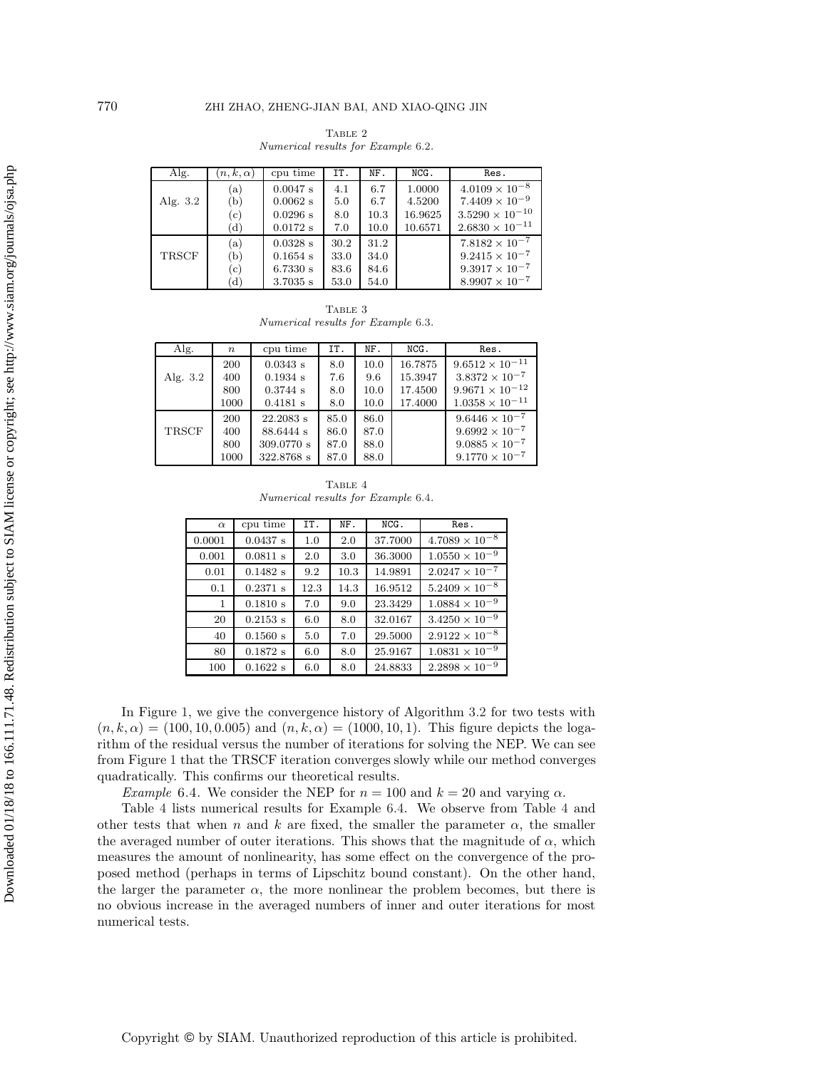Table 2
*Numerical results for Example 6.2.*

| Alg. | $(n, k, \alpha)$ | cpu time | IT. | NF. | NCG. | Res. |
|---|---|---|---|---|---|---|
| Alg. 3.2 | (a) | 0.0047 s | 4.1 | 6.7 | 1.0000 | $4.0109 \times 10^{-8}$ |
| | (b) | 0.0062 s | 5.0 | 6.7 | 4.5200 | $7.4409 \times 10^{-9}$ |
| | (c) | 0.0296 s | 8.0 | 10.3 | 16.9625 | $3.5290 \times 10^{-10}$ |
| | (d) | 0.0172 s | 7.0 | 10.0 | 10.6571 | $2.6830 \times 10^{-11}$ |
| TRSCF | (a) | 0.0328 s | 30.2 | 31.2 | | $7.8182 \times 10^{-7}$ |
| | (b) | 0.1654 s | 33.0 | 34.0 | | $9.2415 \times 10^{-7}$ |
| | (c) | 6.7330 s | 83.6 | 84.6 | | $9.3917 \times 10^{-7}$ |
| | (d) | 3.7035 s | 53.0 | 54.0 | | $8.9907 \times 10^{-7}$ |

Table 3
*Numerical results for Example 6.3.*

| Alg. | $n$ | cpu time | IT. | NF. | NCG. | Res. |
|---|---|---|---|---|---|---|
| Alg. 3.2 | 200 | 0.0343 s | 8.0 | 10.0 | 16.7875 | $9.6512 \times 10^{-11}$ |
| | 400 | 0.1934 s | 7.6 | 9.6 | 15.3947 | $3.8372 \times 10^{-7}$ |
| | 800 | 0.3744 s | 8.0 | 10.0 | 17.4500 | $9.9671 \times 10^{-12}$ |
| | 1000 | 0.4181 s | 8.0 | 10.0 | 17.4000 | $1.0358 \times 10^{-11}$ |
| TRSCF | 200 | 22.2083 s | 85.0 | 86.0 | | $9.6446 \times 10^{-7}$ |
| | 400 | 88.6444 s | 86.0 | 87.0 | | $9.6992 \times 10^{-7}$ |
| | 800 | 309.0770 s | 87.0 | 88.0 | | $9.0885 \times 10^{-7}$ |
| | 1000 | 322.8768 s | 87.0 | 88.0 | | $9.1770 \times 10^{-7}$ |

Table 4
*Numerical results for Example 6.4.*

| $\alpha$ | cpu time | IT. | NF. | NCG. | Res. |
|---|---|---|---|---|---|
| 0.0001 | 0.0437 s | 1.0 | 2.0 | 37.7000 | $4.7089 \times 10^{-8}$ |
| 0.001 | 0.0811 s | 2.0 | 3.0 | 36.3000 | $1.0550 \times 10^{-9}$ |
| 0.01 | 0.1482 s | 9.2 | 10.3 | 14.9891 | $2.0247 \times 10^{-7}$ |
| 0.1 | 0.2371 s | 12.3 | 14.3 | 16.9512 | $5.2409 \times 10^{-8}$ |
| 1 | 0.1810 s | 7.0 | 9.0 | 23.3429 | $1.0884 \times 10^{-9}$ |
| 20 | 0.2153 s | 6.0 | 8.0 | 32.0167 | $3.4250 \times 10^{-9}$ |
| 40 | 0.1560 s | 5.0 | 7.0 | 29.5000 | $2.9122 \times 10^{-8}$ |
| 80 | 0.1872 s | 6.0 | 8.0 | 25.9167 | $1.0831 \times 10^{-9}$ |
| 100 | 0.1622 s | 6.0 | 8.0 | 24.8833 | $2.2898 \times 10^{-9}$ |

In Figure 1, we give the convergence history of Algorithm 3.2 for two tests with $(n, k, \alpha) = (100, 10, 0.005)$ and $(n, k, \alpha) = (1000, 10, 1)$. This figure depicts the logarithm of the residual versus the number of iterations for solving the NEP. We can see from Figure 1 that the TRSCF iteration converges slowly while our method converges quadratically. This confirms our theoretical results.

*Example* 6.4. We consider the NEP for $n = 100$ and $k = 20$ and varying $\alpha$.

Table 4 lists numerical results for Example 6.4. We observe from Table 4 and other tests that when $n$ and $k$ are fixed, the smaller the parameter $\alpha$, the smaller the averaged number of outer iterations. This shows that the magnitude of $\alpha$, which measures the amount of nonlinearity, has some effect on the convergence of the proposed method (perhaps in terms of Lipschitz bound constant). On the other hand, the larger the parameter $\alpha$, the more nonlinear the problem becomes, but there is no obvious increase in the averaged numbers of inner and outer iterations for most numerical tests.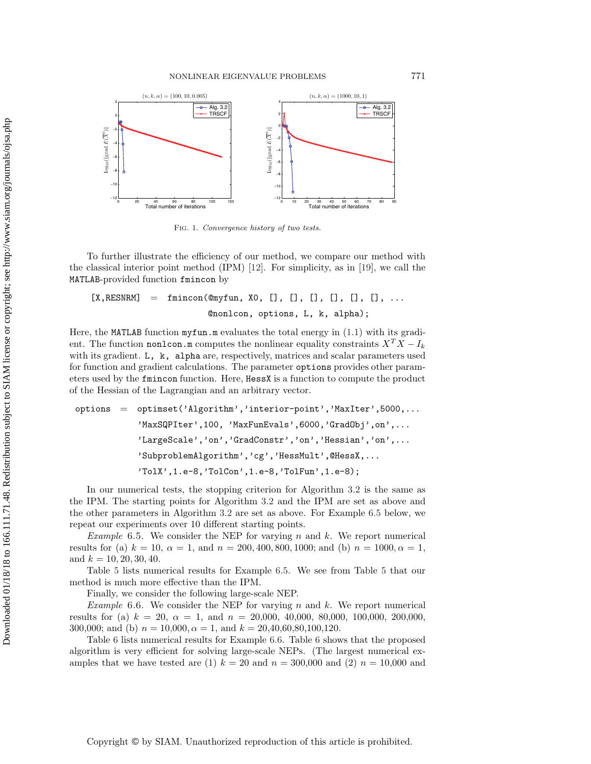Fig. 1. *Convergence history of two tests.*

To further illustrate the efficiency of our method, we compare our method with the classical interior point method (IPM) [12]. For simplicity, as in [19], we call the MATLAB-provided function fmincon by

```
[X,RESNRM] = fmincon(@myfun, X0, [], [], [], [], [], [], ...
                     @nonlcon, options, L, k, alpha);
```

Here, the MATLAB function myfun.m evaluates the total energy in (1.1) with its gradient. The function nonlcon.m computes the nonlinear equality constraints $X^T X - I_k$ with its gradient. L, k, alpha are, respectively, matrices and scalar parameters used for function and gradient calculations. The parameter options provides other parameters used by the fmincon function. Here, HessX is a function to compute the product of the Hessian of the Lagrangian and an arbitrary vector.

```
options = optimset('Algorithm','interior-point','MaxIter',5000,...
          'MaxSQPIter',100, 'MaxFunEvals',6000,'GradObj','on',...
          'LargeScale','on','GradConstr','on','Hessian','on',...
          'SubproblemAlgorithm','cg','HessMult',@HessX,...
          'TolX',1.e-8,'TolCon',1.e-8,'TolFun',1.e-8);
```

In our numerical tests, the stopping criterion for Algorithm 3.2 is the same as the IPM. The starting points for Algorithm 3.2 and the IPM are set as above and the other parameters in Algorithm 3.2 are set as above. For Example 6.5 below, we repeat our experiments over 10 different starting points.

*Example* 6.5. We consider the NEP for varying $n$ and $k$. We report numerical results for (a) $k = 10$, $\alpha = 1$, and $n = 200, 400, 800, 1000$; and (b) $n = 1000, \alpha = 1$, and $k = 10, 20, 30, 40$.

Table 5 lists numerical results for Example 6.5. We see from Table 5 that our method is much more effective than the IPM.

Finally, we consider the following large-scale NEP.

*Example* 6.6. We consider the NEP for varying $n$ and $k$. We report numerical results for (a) $k = 20$, $\alpha = 1$, and $n = 20{,}000$, $40{,}000$, $80{,}000$, $100{,}000$, $200{,}000$, $300{,}000$; and (b) $n = 10{,}000, \alpha = 1$, and $k = 20{,}40{,}60{,}80{,}100{,}120$.

Table 6 lists numerical results for Example 6.6. Table 6 shows that the proposed algorithm is very efficient for solving large-scale NEPs. (The largest numerical examples that we have tested are (1) $k = 20$ and $n = 300{,}000$ and (2) $n = 10{,}000$ and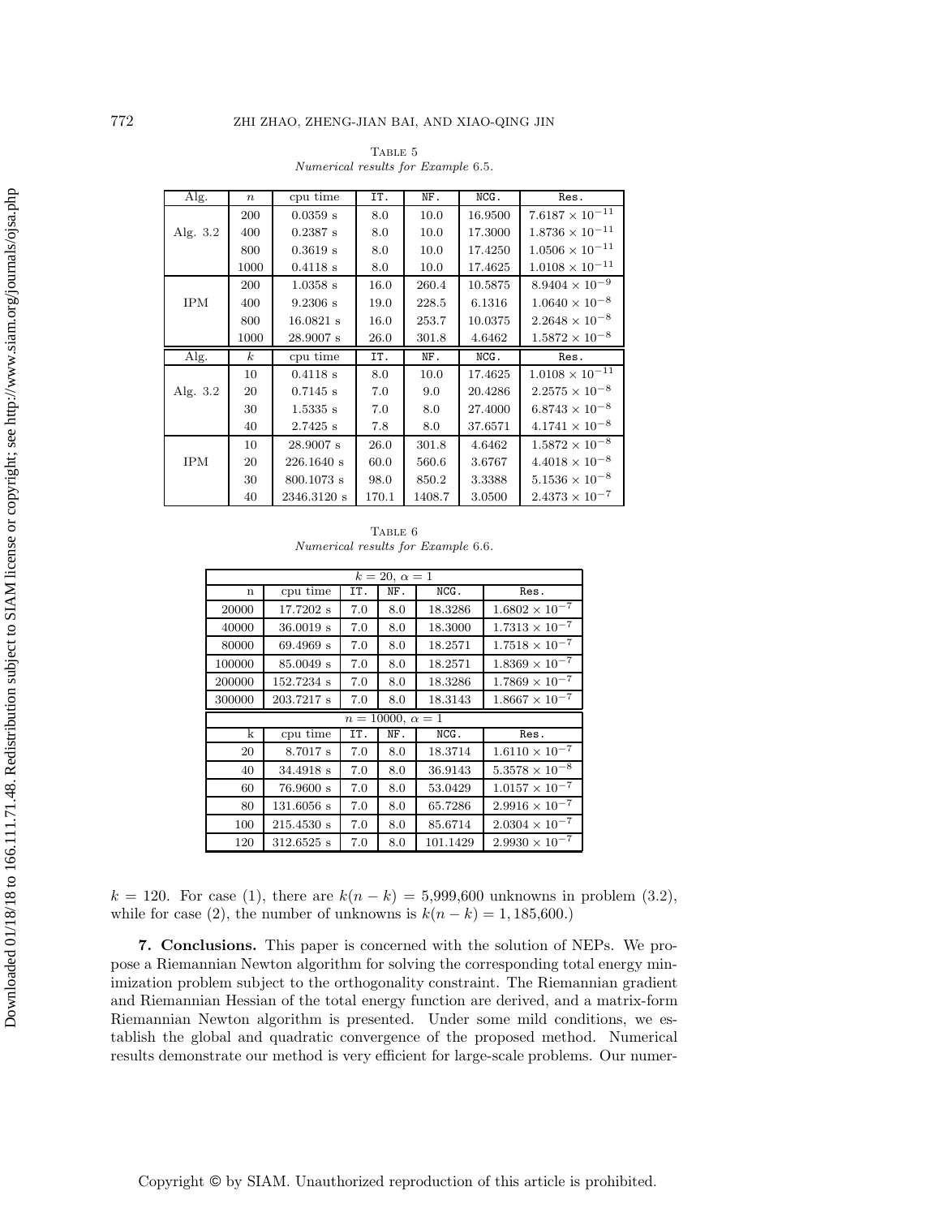TABLE 5
*Numerical results for Example 6.5.*

| Alg. | $n$ | cpu time | IT. | NF. | NCG. | Res. |
|---|---|---|---|---|---|---|
| Alg. 3.2 | 200 | 0.0359 s | 8.0 | 10.0 | 16.9500 | $7.6187 \times 10^{-11}$ |
| | 400 | 0.2387 s | 8.0 | 10.0 | 17.3000 | $1.8736 \times 10^{-11}$ |
| | 800 | 0.3619 s | 8.0 | 10.0 | 17.4250 | $1.0506 \times 10^{-11}$ |
| | 1000 | 0.4118 s | 8.0 | 10.0 | 17.4625 | $1.0108 \times 10^{-11}$ |
| IPM | 200 | 1.0358 s | 16.0 | 260.4 | 10.5875 | $8.9404 \times 10^{-9}$ |
| | 400 | 9.2306 s | 19.0 | 228.5 | 6.1316 | $1.0640 \times 10^{-8}$ |
| | 800 | 16.0821 s | 16.0 | 253.7 | 10.0375 | $2.2648 \times 10^{-8}$ |
| | 1000 | 28.9007 s | 26.0 | 301.8 | 4.6462 | $1.5872 \times 10^{-8}$ |
| **Alg.** | **$k$** | **cpu time** | **IT.** | **NF.** | **NCG.** | **Res.** |
| Alg. 3.2 | 10 | 0.4118 s | 8.0 | 10.0 | 17.4625 | $1.0108 \times 10^{-11}$ |
| | 20 | 0.7145 s | 7.0 | 9.0 | 20.4286 | $2.2575 \times 10^{-8}$ |
| | 30 | 1.5335 s | 7.0 | 8.0 | 27.4000 | $6.8743 \times 10^{-8}$ |
| | 40 | 2.7425 s | 7.8 | 8.0 | 37.6571 | $4.1741 \times 10^{-8}$ |
| IPM | 10 | 28.9007 s | 26.0 | 301.8 | 4.6462 | $1.5872 \times 10^{-8}$ |
| | 20 | 226.1640 s | 60.0 | 560.6 | 3.6767 | $4.4018 \times 10^{-8}$ |
| | 30 | 800.1073 s | 98.0 | 850.2 | 3.3388 | $5.1536 \times 10^{-8}$ |
| | 40 | 2346.3120 s | 170.1 | 1408.7 | 3.0500 | $2.4373 \times 10^{-7}$ |

TABLE 6
*Numerical results for Example 6.6.*

| $k = 20,\ \alpha = 1$ | | | | | |
|---|---|---|---|---|---|
| n | cpu time | IT. | NF. | NCG. | Res. |
| 20000 | 17.7202 s | 7.0 | 8.0 | 18.3286 | $1.6802 \times 10^{-7}$ |
| 40000 | 36.0019 s | 7.0 | 8.0 | 18.3000 | $1.7313 \times 10^{-7}$ |
| 80000 | 69.4969 s | 7.0 | 8.0 | 18.2571 | $1.7518 \times 10^{-7}$ |
| 100000 | 85.0049 s | 7.0 | 8.0 | 18.2571 | $1.8369 \times 10^{-7}$ |
| 200000 | 152.7234 s | 7.0 | 8.0 | 18.3286 | $1.7869 \times 10^{-7}$ |
| 300000 | 203.7217 s | 7.0 | 8.0 | 18.3143 | $1.8667 \times 10^{-7}$ |
| **$n = 10000,\ \alpha = 1$** | | | | | |
| k | cpu time | IT. | NF. | NCG. | Res. |
| 20 | 8.7017 s | 7.0 | 8.0 | 18.3714 | $1.6110 \times 10^{-7}$ |
| 40 | 34.4918 s | 7.0 | 8.0 | 36.9143 | $5.3578 \times 10^{-8}$ |
| 60 | 76.9600 s | 7.0 | 8.0 | 53.0429 | $1.0157 \times 10^{-7}$ |
| 80 | 131.6056 s | 7.0 | 8.0 | 65.7286 | $2.9916 \times 10^{-7}$ |
| 100 | 215.4530 s | 7.0 | 8.0 | 85.6714 | $2.0304 \times 10^{-7}$ |
| 120 | 312.6525 s | 7.0 | 8.0 | 101.1429 | $2.9930 \times 10^{-7}$ |

$k = 120$. For case (1), there are $k(n-k) = 5{,}999{,}600$ unknowns in problem (3.2), while for case (2), the number of unknowns is $k(n-k) = 1{,}185{,}600$.)

## 7. Conclusions.

This paper is concerned with the solution of NEPs. We propose a Riemannian Newton algorithm for solving the corresponding total energy minimization problem subject to the orthogonality constraint. The Riemannian gradient and Riemannian Hessian of the total energy function are derived, and a matrix-form Riemannian Newton algorithm is presented. Under some mild conditions, we establish the global and quadratic convergence of the proposed method. Numerical results demonstrate our method is very efficient for large-scale problems. Our numer-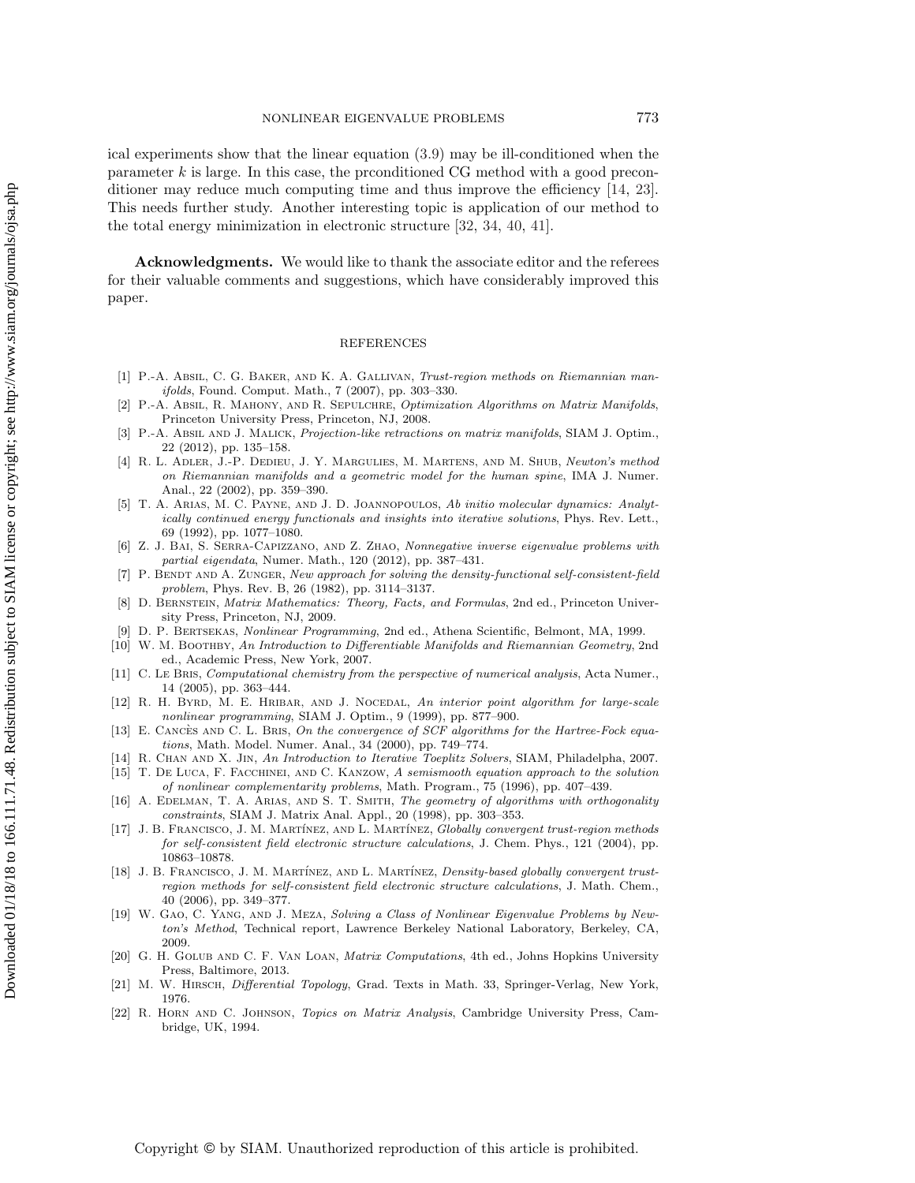ical experiments show that the linear equation (3.9) may be ill-conditioned when the parameter $k$ is large. In this case, the prconditioned CG method with a good preconditioner may reduce much computing time and thus improve the efficiency [14, 23]. This needs further study. Another interesting topic is application of our method to the total energy minimization in electronic structure [32, 34, 40, 41].

**Acknowledgments.** We would like to thank the associate editor and the referees for their valuable comments and suggestions, which have considerably improved this paper.

## REFERENCES

[1] P.-A. Absil, C. G. Baker, and K. A. Gallivan, *Trust-region methods on Riemannian manifolds*, Found. Comput. Math., 7 (2007), pp. 303–330.

[2] P.-A. Absil, R. Mahony, and R. Sepulchre, *Optimization Algorithms on Matrix Manifolds*, Princeton University Press, Princeton, NJ, 2008.

[3] P.-A. Absil and J. Malick, *Projection-like retractions on matrix manifolds*, SIAM J. Optim., 22 (2012), pp. 135–158.

[4] R. L. Adler, J.-P. Dedieu, J. Y. Margulies, M. Martens, and M. Shub, *Newton's method on Riemannian manifolds and a geometric model for the human spine*, IMA J. Numer. Anal., 22 (2002), pp. 359–390.

[5] T. A. Arias, M. C. Payne, and J. D. Joannopoulos, *Ab initio molecular dynamics: Analytically continued energy functionals and insights into iterative solutions*, Phys. Rev. Lett., 69 (1992), pp. 1077–1080.

[6] Z. J. Bai, S. Serra-Capizzano, and Z. Zhao, *Nonnegative inverse eigenvalue problems with partial eigendata*, Numer. Math., 120 (2012), pp. 387–431.

[7] P. Bendt and A. Zunger, *New approach for solving the density-functional self-consistent-field problem*, Phys. Rev. B, 26 (1982), pp. 3114–3137.

[8] D. Bernstein, *Matrix Mathematics: Theory, Facts, and Formulas*, 2nd ed., Princeton University Press, Princeton, NJ, 2009.

[9] D. P. Bertsekas, *Nonlinear Programming*, 2nd ed., Athena Scientific, Belmont, MA, 1999.

[10] W. M. Boothby, *An Introduction to Differentiable Manifolds and Riemannian Geometry*, 2nd ed., Academic Press, New York, 2007.

[11] C. Le Bris, *Computational chemistry from the perspective of numerical analysis*, Acta Numer., 14 (2005), pp. 363–444.

[12] R. H. Byrd, M. E. Hribar, and J. Nocedal, *An interior point algorithm for large-scale nonlinear programming*, SIAM J. Optim., 9 (1999), pp. 877–900.

[13] E. Cancès and C. L. Bris, *On the convergence of SCF algorithms for the Hartree-Fock equations*, Math. Model. Numer. Anal., 34 (2000), pp. 749–774.

[14] R. Chan and X. Jin, *An Introduction to Iterative Toeplitz Solvers*, SIAM, Philadelpha, 2007.

[15] T. De Luca, F. Facchinei, and C. Kanzow, *A semismooth equation approach to the solution of nonlinear complementarity problems*, Math. Program., 75 (1996), pp. 407–439.

[16] A. Edelman, T. A. Arias, and S. T. Smith, *The geometry of algorithms with orthogonality constraints*, SIAM J. Matrix Anal. Appl., 20 (1998), pp. 303–353.

[17] J. B. Francisco, J. M. Martínez, and L. Martínez, *Globally convergent trust-region methods for self-consistent field electronic structure calculations*, J. Chem. Phys., 121 (2004), pp. 10863–10878.

[18] J. B. Francisco, J. M. Martínez, and L. Martínez, *Density-based globally convergent trust-region methods for self-consistent field electronic structure calculations*, J. Math. Chem., 40 (2006), pp. 349–377.

[19] W. Gao, C. Yang, and J. Meza, *Solving a Class of Nonlinear Eigenvalue Problems by Newton's Method*, Technical report, Lawrence Berkeley National Laboratory, Berkeley, CA, 2009.

[20] G. H. Golub and C. F. Van Loan, *Matrix Computations*, 4th ed., Johns Hopkins University Press, Baltimore, 2013.

[21] M. W. Hirsch, *Differential Topology*, Grad. Texts in Math. 33, Springer-Verlag, New York, 1976.

[22] R. Horn and C. Johnson, *Topics on Matrix Analysis*, Cambridge University Press, Cambridge, UK, 1994.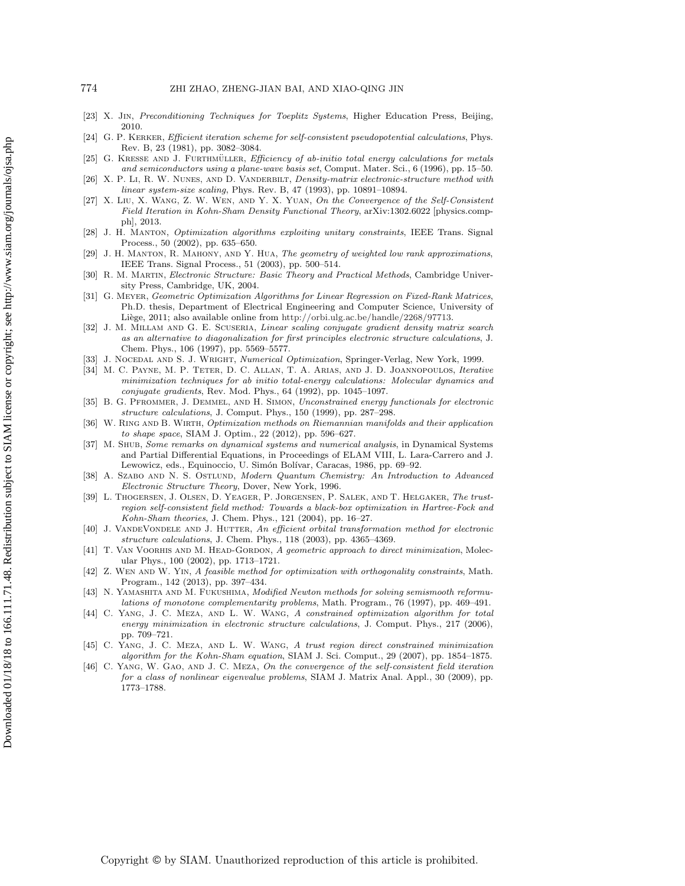[23] X. Jin, *Preconditioning Techniques for Toeplitz Systems*, Higher Education Press, Beijing, 2010.

[24] G. P. Kerker, *Efficient iteration scheme for self-consistent pseudopotential calculations*, Phys. Rev. B, 23 (1981), pp. 3082–3084.

[25] G. Kresse and J. Furthmüller, *Efficiency of ab-initio total energy calculations for metals and semiconductors using a plane-wave basis set*, Comput. Mater. Sci., 6 (1996), pp. 15–50.

[26] X. P. Li, R. W. Nunes, and D. Vanderbilt, *Density-matrix electronic-structure method with linear system-size scaling*, Phys. Rev. B, 47 (1993), pp. 10891–10894.

[27] X. Liu, X. Wang, Z. W. Wen, and Y. X. Yuan, *On the Convergence of the Self-Consistent Field Iteration in Kohn-Sham Density Functional Theory*, arXiv:1302.6022 [physics.comp-ph], 2013.

[28] J. H. Manton, *Optimization algorithms exploiting unitary constraints*, IEEE Trans. Signal Process., 50 (2002), pp. 635–650.

[29] J. H. Manton, R. Mahony, and Y. Hua, *The geometry of weighted low rank approximations*, IEEE Trans. Signal Process., 51 (2003), pp. 500–514.

[30] R. M. Martin, *Electronic Structure: Basic Theory and Practical Methods*, Cambridge University Press, Cambridge, UK, 2004.

[31] G. Meyer, *Geometric Optimization Algorithms for Linear Regression on Fixed-Rank Matrices*, Ph.D. thesis, Department of Electrical Engineering and Computer Science, University of Liège, 2011; also available online from http://orbi.ulg.ac.be/handle/2268/97713.

[32] J. M. Millam and G. E. Scuseria, *Linear scaling conjugate gradient density matrix search as an alternative to diagonalization for first principles electronic structure calculations*, J. Chem. Phys., 106 (1997), pp. 5569–5577.

[33] J. Nocedal and S. J. Wright, *Numerical Optimization*, Springer-Verlag, New York, 1999.

[34] M. C. Payne, M. P. Teter, D. C. Allan, T. A. Arias, and J. D. Joannopoulos, *Iterative minimization techniques for ab initio total-energy calculations: Molecular dynamics and conjugate gradients*, Rev. Mod. Phys., 64 (1992), pp. 1045–1097.

[35] B. G. Pfrommer, J. Demmel, and H. Simon, *Unconstrained energy functionals for electronic structure calculations*, J. Comput. Phys., 150 (1999), pp. 287–298.

[36] W. Ring and B. Wirth, *Optimization methods on Riemannian manifolds and their application to shape space*, SIAM J. Optim., 22 (2012), pp. 596–627.

[37] M. Shub, *Some remarks on dynamical systems and numerical analysis*, in Dynamical Systems and Partial Differential Equations, in Proceedings of ELAM VIII, L. Lara-Carrero and J. Lewowicz, eds., Equinoccio, U. Simón Bolívar, Caracas, 1986, pp. 69–92.

[38] A. Szabo and N. S. Ostlund, *Modern Quantum Chemistry: An Introduction to Advanced Electronic Structure Theory*, Dover, New York, 1996.

[39] L. Thogersen, J. Olsen, D. Yeager, P. Jorgensen, P. Salek, and T. Helgaker, *The trust-region self-consistent field method: Towards a black-box optimization in Hartree-Fock and Kohn-Sham theories*, J. Chem. Phys., 121 (2004), pp. 16–27.

[40] J. VandeVondele and J. Hutter, *An efficient orbital transformation method for electronic structure calculations*, J. Chem. Phys., 118 (2003), pp. 4365–4369.

[41] T. Van Voorhis and M. Head-Gordon, *A geometric approach to direct minimization*, Molecular Phys., 100 (2002), pp. 1713–1721.

[42] Z. Wen and W. Yin, *A feasible method for optimization with orthogonality constraints*, Math. Program., 142 (2013), pp. 397–434.

[43] N. Yamashita and M. Fukushima, *Modified Newton methods for solving semismooth reformulations of monotone complementarity problems*, Math. Program., 76 (1997), pp. 469–491.

[44] C. Yang, J. C. Meza, and L. W. Wang, *A constrained optimization algorithm for total energy minimization in electronic structure calculations*, J. Comput. Phys., 217 (2006), pp. 709–721.

[45] C. Yang, J. C. Meza, and L. W. Wang, *A trust region direct constrained minimization algorithm for the Kohn-Sham equation*, SIAM J. Sci. Comput., 29 (2007), pp. 1854–1875.

[46] C. Yang, W. Gao, and J. C. Meza, *On the convergence of the self-consistent field iteration for a class of nonlinear eigenvalue problems*, SIAM J. Matrix Anal. Appl., 30 (2009), pp. 1773–1788.